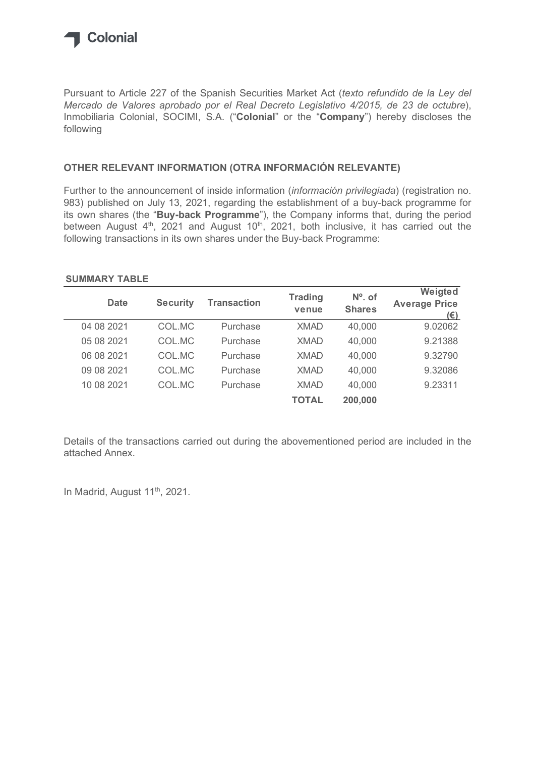Colonial

Pursuant to Article 227 of the Spanish Securities Market Act (*texto refundido de la Ley del Mercado de Valores aprobado por el Real Decreto Legislativo 4/2015, de 23 de octubre*), Inmobiliaria Colonial, SOCIMI, S.A. ("**Colonial**" or the "**Company**") hereby discloses the following

**OTHER RELEVANT INFORMATION (OTRA INFORMACIÓN RELEVANTE)**

Further to the announcement of inside information (*información privilegiada*) (registration no. 983) published on July 13, 2021, regarding the establishment of a buy-back programme for its own shares (the "**Buy-back Programme**"), the Company informs that, during the period between August 4th, 2021 and August 10th, 2021, both inclusive, it has carried out the following transactions in its own shares under the Buy-back Programme:

**SUMMARY TABLE**

| Date | Security | Transaction | Trading venue | Nº. of Shares | Weigted Average Price (€) |
|---|---|---|---|---|---|
| 04 08 2021 | COL.MC | Purchase | XMAD | 40,000 | 9.02062 |
| 05 08 2021 | COL.MC | Purchase | XMAD | 40,000 | 9.21388 |
| 06 08 2021 | COL.MC | Purchase | XMAD | 40,000 | 9.32790 |
| 09 08 2021 | COL.MC | Purchase | XMAD | 40,000 | 9.32086 |
| 10 08 2021 | COL.MC | Purchase | XMAD | 40,000 | 9.23311 |
| | | | **TOTAL** | **200,000** | |

Details of the transactions carried out during the abovementioned period are included in the attached Annex.

In Madrid, August 11th, 2021.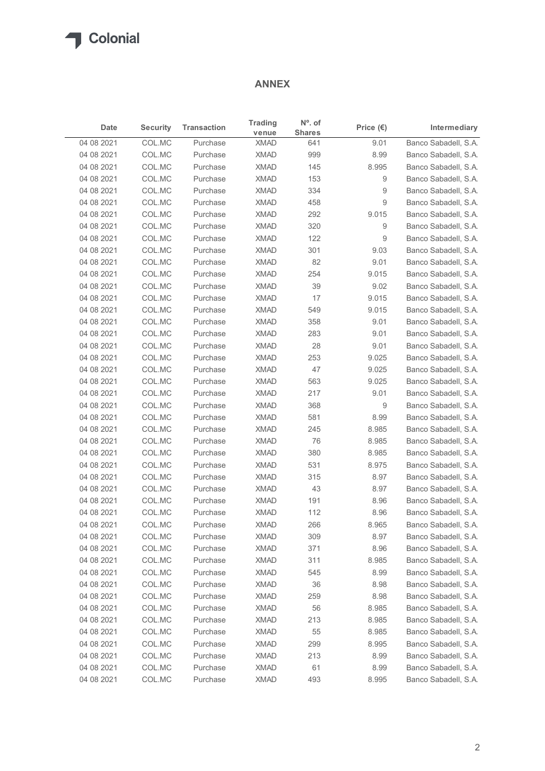## ANNEX

| Date | Security | Transaction | Trading venue | Nº. of Shares | Price (€) | Intermediary |
|---|---|---|---|---|---|---|
| 04 08 2021 | COL.MC | Purchase | XMAD | 641 | 9.01 | Banco Sabadell, S.A. |
| 04 08 2021 | COL.MC | Purchase | XMAD | 999 | 8.99 | Banco Sabadell, S.A. |
| 04 08 2021 | COL.MC | Purchase | XMAD | 145 | 8.995 | Banco Sabadell, S.A. |
| 04 08 2021 | COL.MC | Purchase | XMAD | 153 | 9 | Banco Sabadell, S.A. |
| 04 08 2021 | COL.MC | Purchase | XMAD | 334 | 9 | Banco Sabadell, S.A. |
| 04 08 2021 | COL.MC | Purchase | XMAD | 458 | 9 | Banco Sabadell, S.A. |
| 04 08 2021 | COL.MC | Purchase | XMAD | 292 | 9.015 | Banco Sabadell, S.A. |
| 04 08 2021 | COL.MC | Purchase | XMAD | 320 | 9 | Banco Sabadell, S.A. |
| 04 08 2021 | COL.MC | Purchase | XMAD | 122 | 9 | Banco Sabadell, S.A. |
| 04 08 2021 | COL.MC | Purchase | XMAD | 301 | 9.03 | Banco Sabadell, S.A. |
| 04 08 2021 | COL.MC | Purchase | XMAD | 82 | 9.01 | Banco Sabadell, S.A. |
| 04 08 2021 | COL.MC | Purchase | XMAD | 254 | 9.015 | Banco Sabadell, S.A. |
| 04 08 2021 | COL.MC | Purchase | XMAD | 39 | 9.02 | Banco Sabadell, S.A. |
| 04 08 2021 | COL.MC | Purchase | XMAD | 17 | 9.015 | Banco Sabadell, S.A. |
| 04 08 2021 | COL.MC | Purchase | XMAD | 549 | 9.015 | Banco Sabadell, S.A. |
| 04 08 2021 | COL.MC | Purchase | XMAD | 358 | 9.01 | Banco Sabadell, S.A. |
| 04 08 2021 | COL.MC | Purchase | XMAD | 283 | 9.01 | Banco Sabadell, S.A. |
| 04 08 2021 | COL.MC | Purchase | XMAD | 28 | 9.01 | Banco Sabadell, S.A. |
| 04 08 2021 | COL.MC | Purchase | XMAD | 253 | 9.025 | Banco Sabadell, S.A. |
| 04 08 2021 | COL.MC | Purchase | XMAD | 47 | 9.025 | Banco Sabadell, S.A. |
| 04 08 2021 | COL.MC | Purchase | XMAD | 563 | 9.025 | Banco Sabadell, S.A. |
| 04 08 2021 | COL.MC | Purchase | XMAD | 217 | 9.01 | Banco Sabadell, S.A. |
| 04 08 2021 | COL.MC | Purchase | XMAD | 368 | 9 | Banco Sabadell, S.A. |
| 04 08 2021 | COL.MC | Purchase | XMAD | 581 | 8.99 | Banco Sabadell, S.A. |
| 04 08 2021 | COL.MC | Purchase | XMAD | 245 | 8.985 | Banco Sabadell, S.A. |
| 04 08 2021 | COL.MC | Purchase | XMAD | 76 | 8.985 | Banco Sabadell, S.A. |
| 04 08 2021 | COL.MC | Purchase | XMAD | 380 | 8.985 | Banco Sabadell, S.A. |
| 04 08 2021 | COL.MC | Purchase | XMAD | 531 | 8.975 | Banco Sabadell, S.A. |
| 04 08 2021 | COL.MC | Purchase | XMAD | 315 | 8.97 | Banco Sabadell, S.A. |
| 04 08 2021 | COL.MC | Purchase | XMAD | 43 | 8.97 | Banco Sabadell, S.A. |
| 04 08 2021 | COL.MC | Purchase | XMAD | 191 | 8.96 | Banco Sabadell, S.A. |
| 04 08 2021 | COL.MC | Purchase | XMAD | 112 | 8.96 | Banco Sabadell, S.A. |
| 04 08 2021 | COL.MC | Purchase | XMAD | 266 | 8.965 | Banco Sabadell, S.A. |
| 04 08 2021 | COL.MC | Purchase | XMAD | 309 | 8.97 | Banco Sabadell, S.A. |
| 04 08 2021 | COL.MC | Purchase | XMAD | 371 | 8.96 | Banco Sabadell, S.A. |
| 04 08 2021 | COL.MC | Purchase | XMAD | 311 | 8.985 | Banco Sabadell, S.A. |
| 04 08 2021 | COL.MC | Purchase | XMAD | 545 | 8.99 | Banco Sabadell, S.A. |
| 04 08 2021 | COL.MC | Purchase | XMAD | 36 | 8.98 | Banco Sabadell, S.A. |
| 04 08 2021 | COL.MC | Purchase | XMAD | 259 | 8.98 | Banco Sabadell, S.A. |
| 04 08 2021 | COL.MC | Purchase | XMAD | 56 | 8.985 | Banco Sabadell, S.A. |
| 04 08 2021 | COL.MC | Purchase | XMAD | 213 | 8.985 | Banco Sabadell, S.A. |
| 04 08 2021 | COL.MC | Purchase | XMAD | 55 | 8.985 | Banco Sabadell, S.A. |
| 04 08 2021 | COL.MC | Purchase | XMAD | 299 | 8.995 | Banco Sabadell, S.A. |
| 04 08 2021 | COL.MC | Purchase | XMAD | 213 | 8.99 | Banco Sabadell, S.A. |
| 04 08 2021 | COL.MC | Purchase | XMAD | 61 | 8.99 | Banco Sabadell, S.A. |
| 04 08 2021 | COL.MC | Purchase | XMAD | 493 | 8.995 | Banco Sabadell, S.A. |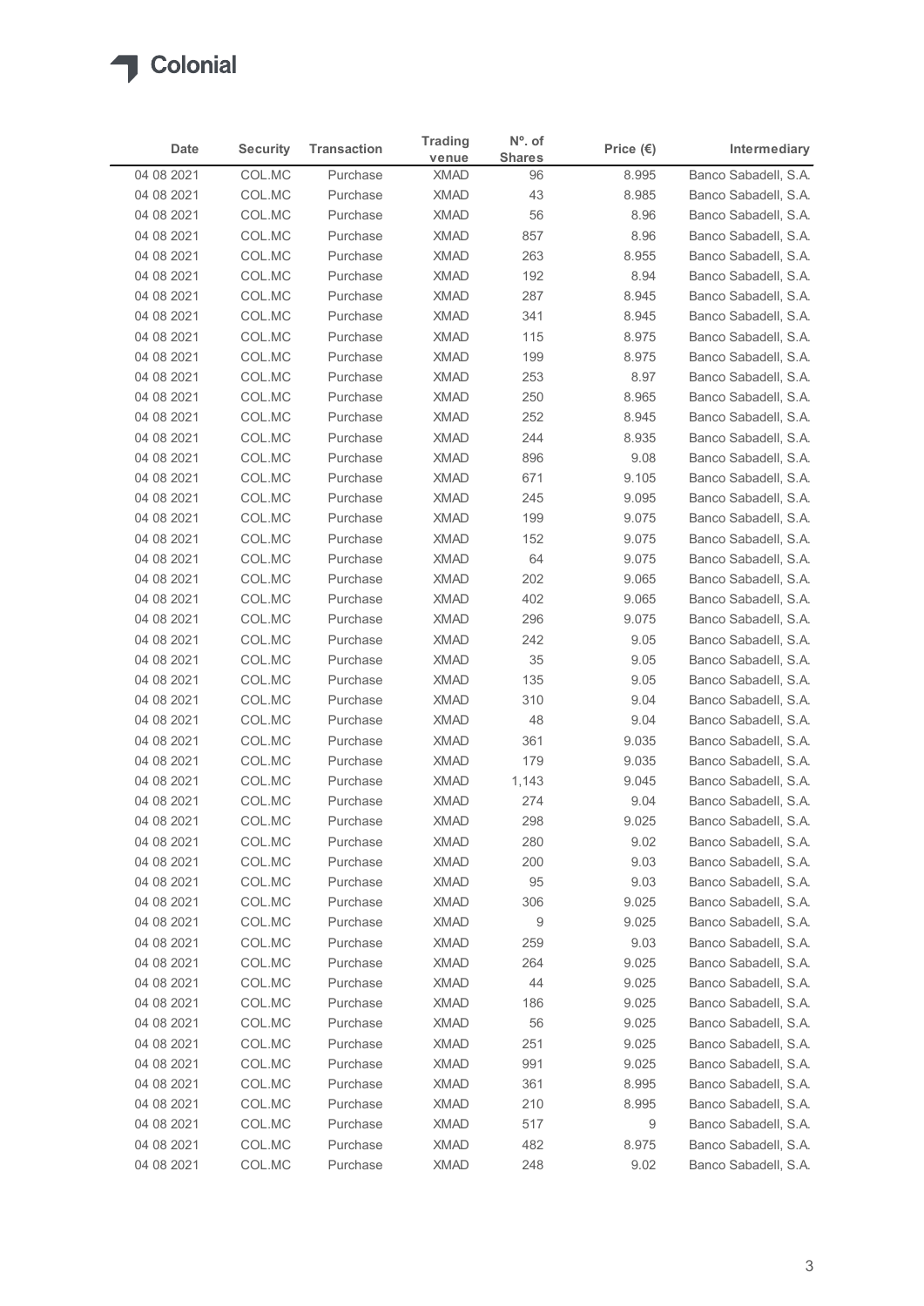Colonial

| Date | Security | Transaction | Trading venue | Nº. of Shares | Price (€) | Intermediary |
|---|---|---|---|---|---|---|
| 04 08 2021 | COL.MC | Purchase | XMAD | 96 | 8.995 | Banco Sabadell, S.A. |
| 04 08 2021 | COL.MC | Purchase | XMAD | 43 | 8.985 | Banco Sabadell, S.A. |
| 04 08 2021 | COL.MC | Purchase | XMAD | 56 | 8.96 | Banco Sabadell, S.A. |
| 04 08 2021 | COL.MC | Purchase | XMAD | 857 | 8.96 | Banco Sabadell, S.A. |
| 04 08 2021 | COL.MC | Purchase | XMAD | 263 | 8.955 | Banco Sabadell, S.A. |
| 04 08 2021 | COL.MC | Purchase | XMAD | 192 | 8.94 | Banco Sabadell, S.A. |
| 04 08 2021 | COL.MC | Purchase | XMAD | 287 | 8.945 | Banco Sabadell, S.A. |
| 04 08 2021 | COL.MC | Purchase | XMAD | 341 | 8.945 | Banco Sabadell, S.A. |
| 04 08 2021 | COL.MC | Purchase | XMAD | 115 | 8.975 | Banco Sabadell, S.A. |
| 04 08 2021 | COL.MC | Purchase | XMAD | 199 | 8.975 | Banco Sabadell, S.A. |
| 04 08 2021 | COL.MC | Purchase | XMAD | 253 | 8.97 | Banco Sabadell, S.A. |
| 04 08 2021 | COL.MC | Purchase | XMAD | 250 | 8.965 | Banco Sabadell, S.A. |
| 04 08 2021 | COL.MC | Purchase | XMAD | 252 | 8.945 | Banco Sabadell, S.A. |
| 04 08 2021 | COL.MC | Purchase | XMAD | 244 | 8.935 | Banco Sabadell, S.A. |
| 04 08 2021 | COL.MC | Purchase | XMAD | 896 | 9.08 | Banco Sabadell, S.A. |
| 04 08 2021 | COL.MC | Purchase | XMAD | 671 | 9.105 | Banco Sabadell, S.A. |
| 04 08 2021 | COL.MC | Purchase | XMAD | 245 | 9.095 | Banco Sabadell, S.A. |
| 04 08 2021 | COL.MC | Purchase | XMAD | 199 | 9.075 | Banco Sabadell, S.A. |
| 04 08 2021 | COL.MC | Purchase | XMAD | 152 | 9.075 | Banco Sabadell, S.A. |
| 04 08 2021 | COL.MC | Purchase | XMAD | 64 | 9.075 | Banco Sabadell, S.A. |
| 04 08 2021 | COL.MC | Purchase | XMAD | 202 | 9.065 | Banco Sabadell, S.A. |
| 04 08 2021 | COL.MC | Purchase | XMAD | 402 | 9.065 | Banco Sabadell, S.A. |
| 04 08 2021 | COL.MC | Purchase | XMAD | 296 | 9.075 | Banco Sabadell, S.A. |
| 04 08 2021 | COL.MC | Purchase | XMAD | 242 | 9.05 | Banco Sabadell, S.A. |
| 04 08 2021 | COL.MC | Purchase | XMAD | 35 | 9.05 | Banco Sabadell, S.A. |
| 04 08 2021 | COL.MC | Purchase | XMAD | 135 | 9.05 | Banco Sabadell, S.A. |
| 04 08 2021 | COL.MC | Purchase | XMAD | 310 | 9.04 | Banco Sabadell, S.A. |
| 04 08 2021 | COL.MC | Purchase | XMAD | 48 | 9.04 | Banco Sabadell, S.A. |
| 04 08 2021 | COL.MC | Purchase | XMAD | 361 | 9.035 | Banco Sabadell, S.A. |
| 04 08 2021 | COL.MC | Purchase | XMAD | 179 | 9.035 | Banco Sabadell, S.A. |
| 04 08 2021 | COL.MC | Purchase | XMAD | 1,143 | 9.045 | Banco Sabadell, S.A. |
| 04 08 2021 | COL.MC | Purchase | XMAD | 274 | 9.04 | Banco Sabadell, S.A. |
| 04 08 2021 | COL.MC | Purchase | XMAD | 298 | 9.025 | Banco Sabadell, S.A. |
| 04 08 2021 | COL.MC | Purchase | XMAD | 280 | 9.02 | Banco Sabadell, S.A. |
| 04 08 2021 | COL.MC | Purchase | XMAD | 200 | 9.03 | Banco Sabadell, S.A. |
| 04 08 2021 | COL.MC | Purchase | XMAD | 95 | 9.03 | Banco Sabadell, S.A. |
| 04 08 2021 | COL.MC | Purchase | XMAD | 306 | 9.025 | Banco Sabadell, S.A. |
| 04 08 2021 | COL.MC | Purchase | XMAD | 9 | 9.025 | Banco Sabadell, S.A. |
| 04 08 2021 | COL.MC | Purchase | XMAD | 259 | 9.03 | Banco Sabadell, S.A. |
| 04 08 2021 | COL.MC | Purchase | XMAD | 264 | 9.025 | Banco Sabadell, S.A. |
| 04 08 2021 | COL.MC | Purchase | XMAD | 44 | 9.025 | Banco Sabadell, S.A. |
| 04 08 2021 | COL.MC | Purchase | XMAD | 186 | 9.025 | Banco Sabadell, S.A. |
| 04 08 2021 | COL.MC | Purchase | XMAD | 56 | 9.025 | Banco Sabadell, S.A. |
| 04 08 2021 | COL.MC | Purchase | XMAD | 251 | 9.025 | Banco Sabadell, S.A. |
| 04 08 2021 | COL.MC | Purchase | XMAD | 991 | 9.025 | Banco Sabadell, S.A. |
| 04 08 2021 | COL.MC | Purchase | XMAD | 361 | 8.995 | Banco Sabadell, S.A. |
| 04 08 2021 | COL.MC | Purchase | XMAD | 210 | 8.995 | Banco Sabadell, S.A. |
| 04 08 2021 | COL.MC | Purchase | XMAD | 517 | 9 | Banco Sabadell, S.A. |
| 04 08 2021 | COL.MC | Purchase | XMAD | 482 | 8.975 | Banco Sabadell, S.A. |
| 04 08 2021 | COL.MC | Purchase | XMAD | 248 | 9.02 | Banco Sabadell, S.A. |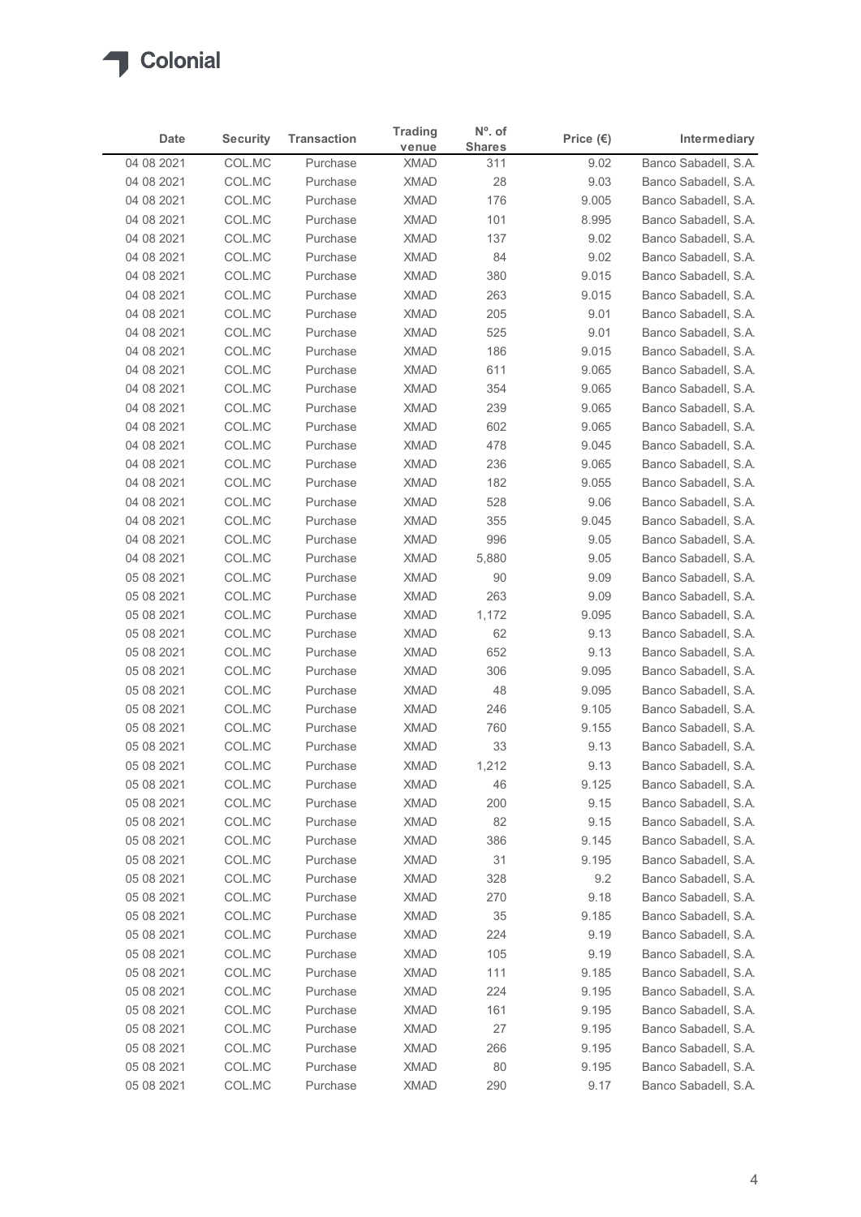# Colonial

| Date | Security | Transaction | Trading venue | Nº. of Shares | Price (€) | Intermediary |
|---|---|---|---|---|---|---|
| 04 08 2021 | COL.MC | Purchase | XMAD | 311 | 9.02 | Banco Sabadell, S.A. |
| 04 08 2021 | COL.MC | Purchase | XMAD | 28 | 9.03 | Banco Sabadell, S.A. |
| 04 08 2021 | COL.MC | Purchase | XMAD | 176 | 9.005 | Banco Sabadell, S.A. |
| 04 08 2021 | COL.MC | Purchase | XMAD | 101 | 8.995 | Banco Sabadell, S.A. |
| 04 08 2021 | COL.MC | Purchase | XMAD | 137 | 9.02 | Banco Sabadell, S.A. |
| 04 08 2021 | COL.MC | Purchase | XMAD | 84 | 9.02 | Banco Sabadell, S.A. |
| 04 08 2021 | COL.MC | Purchase | XMAD | 380 | 9.015 | Banco Sabadell, S.A. |
| 04 08 2021 | COL.MC | Purchase | XMAD | 263 | 9.015 | Banco Sabadell, S.A. |
| 04 08 2021 | COL.MC | Purchase | XMAD | 205 | 9.01 | Banco Sabadell, S.A. |
| 04 08 2021 | COL.MC | Purchase | XMAD | 525 | 9.01 | Banco Sabadell, S.A. |
| 04 08 2021 | COL.MC | Purchase | XMAD | 186 | 9.015 | Banco Sabadell, S.A. |
| 04 08 2021 | COL.MC | Purchase | XMAD | 611 | 9.065 | Banco Sabadell, S.A. |
| 04 08 2021 | COL.MC | Purchase | XMAD | 354 | 9.065 | Banco Sabadell, S.A. |
| 04 08 2021 | COL.MC | Purchase | XMAD | 239 | 9.065 | Banco Sabadell, S.A. |
| 04 08 2021 | COL.MC | Purchase | XMAD | 602 | 9.065 | Banco Sabadell, S.A. |
| 04 08 2021 | COL.MC | Purchase | XMAD | 478 | 9.045 | Banco Sabadell, S.A. |
| 04 08 2021 | COL.MC | Purchase | XMAD | 236 | 9.065 | Banco Sabadell, S.A. |
| 04 08 2021 | COL.MC | Purchase | XMAD | 182 | 9.055 | Banco Sabadell, S.A. |
| 04 08 2021 | COL.MC | Purchase | XMAD | 528 | 9.06 | Banco Sabadell, S.A. |
| 04 08 2021 | COL.MC | Purchase | XMAD | 355 | 9.045 | Banco Sabadell, S.A. |
| 04 08 2021 | COL.MC | Purchase | XMAD | 996 | 9.05 | Banco Sabadell, S.A. |
| 04 08 2021 | COL.MC | Purchase | XMAD | 5,880 | 9.05 | Banco Sabadell, S.A. |
| 05 08 2021 | COL.MC | Purchase | XMAD | 90 | 9.09 | Banco Sabadell, S.A. |
| 05 08 2021 | COL.MC | Purchase | XMAD | 263 | 9.09 | Banco Sabadell, S.A. |
| 05 08 2021 | COL.MC | Purchase | XMAD | 1,172 | 9.095 | Banco Sabadell, S.A. |
| 05 08 2021 | COL.MC | Purchase | XMAD | 62 | 9.13 | Banco Sabadell, S.A. |
| 05 08 2021 | COL.MC | Purchase | XMAD | 652 | 9.13 | Banco Sabadell, S.A. |
| 05 08 2021 | COL.MC | Purchase | XMAD | 306 | 9.095 | Banco Sabadell, S.A. |
| 05 08 2021 | COL.MC | Purchase | XMAD | 48 | 9.095 | Banco Sabadell, S.A. |
| 05 08 2021 | COL.MC | Purchase | XMAD | 246 | 9.105 | Banco Sabadell, S.A. |
| 05 08 2021 | COL.MC | Purchase | XMAD | 760 | 9.155 | Banco Sabadell, S.A. |
| 05 08 2021 | COL.MC | Purchase | XMAD | 33 | 9.13 | Banco Sabadell, S.A. |
| 05 08 2021 | COL.MC | Purchase | XMAD | 1,212 | 9.13 | Banco Sabadell, S.A. |
| 05 08 2021 | COL.MC | Purchase | XMAD | 46 | 9.125 | Banco Sabadell, S.A. |
| 05 08 2021 | COL.MC | Purchase | XMAD | 200 | 9.15 | Banco Sabadell, S.A. |
| 05 08 2021 | COL.MC | Purchase | XMAD | 82 | 9.15 | Banco Sabadell, S.A. |
| 05 08 2021 | COL.MC | Purchase | XMAD | 386 | 9.145 | Banco Sabadell, S.A. |
| 05 08 2021 | COL.MC | Purchase | XMAD | 31 | 9.195 | Banco Sabadell, S.A. |
| 05 08 2021 | COL.MC | Purchase | XMAD | 328 | 9.2 | Banco Sabadell, S.A. |
| 05 08 2021 | COL.MC | Purchase | XMAD | 270 | 9.18 | Banco Sabadell, S.A. |
| 05 08 2021 | COL.MC | Purchase | XMAD | 35 | 9.185 | Banco Sabadell, S.A. |
| 05 08 2021 | COL.MC | Purchase | XMAD | 224 | 9.19 | Banco Sabadell, S.A. |
| 05 08 2021 | COL.MC | Purchase | XMAD | 105 | 9.19 | Banco Sabadell, S.A. |
| 05 08 2021 | COL.MC | Purchase | XMAD | 111 | 9.185 | Banco Sabadell, S.A. |
| 05 08 2021 | COL.MC | Purchase | XMAD | 224 | 9.195 | Banco Sabadell, S.A. |
| 05 08 2021 | COL.MC | Purchase | XMAD | 161 | 9.195 | Banco Sabadell, S.A. |
| 05 08 2021 | COL.MC | Purchase | XMAD | 27 | 9.195 | Banco Sabadell, S.A. |
| 05 08 2021 | COL.MC | Purchase | XMAD | 266 | 9.195 | Banco Sabadell, S.A. |
| 05 08 2021 | COL.MC | Purchase | XMAD | 80 | 9.195 | Banco Sabadell, S.A. |
| 05 08 2021 | COL.MC | Purchase | XMAD | 290 | 9.17 | Banco Sabadell, S.A. |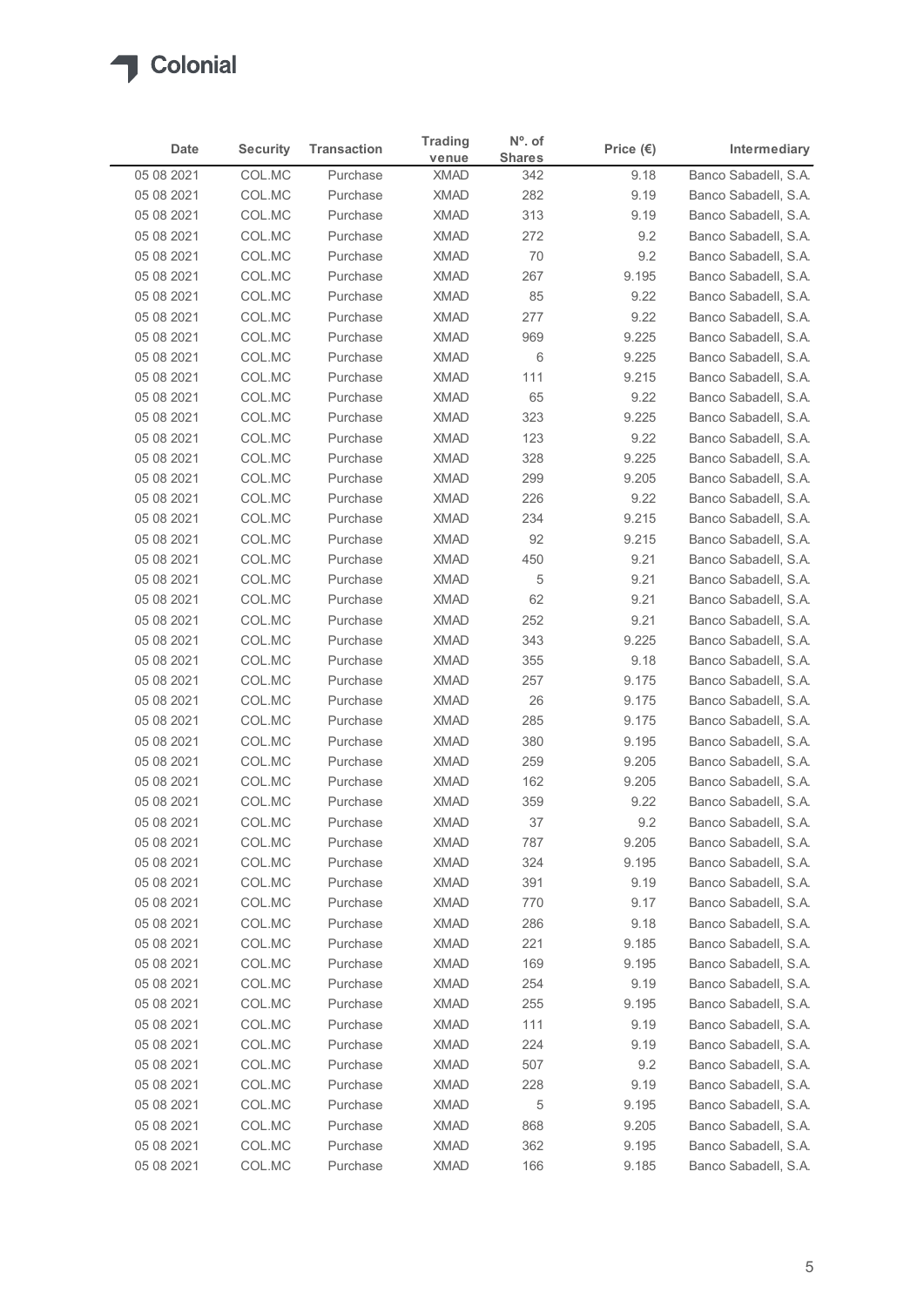Colonial

| Date | Security | Transaction | Trading venue | Nº. of Shares | Price (€) | Intermediary |
|---|---|---|---|---|---|---|
| 05 08 2021 | COL.MC | Purchase | XMAD | 342 | 9.18 | Banco Sabadell, S.A. |
| 05 08 2021 | COL.MC | Purchase | XMAD | 282 | 9.19 | Banco Sabadell, S.A. |
| 05 08 2021 | COL.MC | Purchase | XMAD | 313 | 9.19 | Banco Sabadell, S.A. |
| 05 08 2021 | COL.MC | Purchase | XMAD | 272 | 9.2 | Banco Sabadell, S.A. |
| 05 08 2021 | COL.MC | Purchase | XMAD | 70 | 9.2 | Banco Sabadell, S.A. |
| 05 08 2021 | COL.MC | Purchase | XMAD | 267 | 9.195 | Banco Sabadell, S.A. |
| 05 08 2021 | COL.MC | Purchase | XMAD | 85 | 9.22 | Banco Sabadell, S.A. |
| 05 08 2021 | COL.MC | Purchase | XMAD | 277 | 9.22 | Banco Sabadell, S.A. |
| 05 08 2021 | COL.MC | Purchase | XMAD | 969 | 9.225 | Banco Sabadell, S.A. |
| 05 08 2021 | COL.MC | Purchase | XMAD | 6 | 9.225 | Banco Sabadell, S.A. |
| 05 08 2021 | COL.MC | Purchase | XMAD | 111 | 9.215 | Banco Sabadell, S.A. |
| 05 08 2021 | COL.MC | Purchase | XMAD | 65 | 9.22 | Banco Sabadell, S.A. |
| 05 08 2021 | COL.MC | Purchase | XMAD | 323 | 9.225 | Banco Sabadell, S.A. |
| 05 08 2021 | COL.MC | Purchase | XMAD | 123 | 9.22 | Banco Sabadell, S.A. |
| 05 08 2021 | COL.MC | Purchase | XMAD | 328 | 9.225 | Banco Sabadell, S.A. |
| 05 08 2021 | COL.MC | Purchase | XMAD | 299 | 9.205 | Banco Sabadell, S.A. |
| 05 08 2021 | COL.MC | Purchase | XMAD | 226 | 9.22 | Banco Sabadell, S.A. |
| 05 08 2021 | COL.MC | Purchase | XMAD | 234 | 9.215 | Banco Sabadell, S.A. |
| 05 08 2021 | COL.MC | Purchase | XMAD | 92 | 9.215 | Banco Sabadell, S.A. |
| 05 08 2021 | COL.MC | Purchase | XMAD | 450 | 9.21 | Banco Sabadell, S.A. |
| 05 08 2021 | COL.MC | Purchase | XMAD | 5 | 9.21 | Banco Sabadell, S.A. |
| 05 08 2021 | COL.MC | Purchase | XMAD | 62 | 9.21 | Banco Sabadell, S.A. |
| 05 08 2021 | COL.MC | Purchase | XMAD | 252 | 9.21 | Banco Sabadell, S.A. |
| 05 08 2021 | COL.MC | Purchase | XMAD | 343 | 9.225 | Banco Sabadell, S.A. |
| 05 08 2021 | COL.MC | Purchase | XMAD | 355 | 9.18 | Banco Sabadell, S.A. |
| 05 08 2021 | COL.MC | Purchase | XMAD | 257 | 9.175 | Banco Sabadell, S.A. |
| 05 08 2021 | COL.MC | Purchase | XMAD | 26 | 9.175 | Banco Sabadell, S.A. |
| 05 08 2021 | COL.MC | Purchase | XMAD | 285 | 9.175 | Banco Sabadell, S.A. |
| 05 08 2021 | COL.MC | Purchase | XMAD | 380 | 9.195 | Banco Sabadell, S.A. |
| 05 08 2021 | COL.MC | Purchase | XMAD | 259 | 9.205 | Banco Sabadell, S.A. |
| 05 08 2021 | COL.MC | Purchase | XMAD | 162 | 9.205 | Banco Sabadell, S.A. |
| 05 08 2021 | COL.MC | Purchase | XMAD | 359 | 9.22 | Banco Sabadell, S.A. |
| 05 08 2021 | COL.MC | Purchase | XMAD | 37 | 9.2 | Banco Sabadell, S.A. |
| 05 08 2021 | COL.MC | Purchase | XMAD | 787 | 9.205 | Banco Sabadell, S.A. |
| 05 08 2021 | COL.MC | Purchase | XMAD | 324 | 9.195 | Banco Sabadell, S.A. |
| 05 08 2021 | COL.MC | Purchase | XMAD | 391 | 9.19 | Banco Sabadell, S.A. |
| 05 08 2021 | COL.MC | Purchase | XMAD | 770 | 9.17 | Banco Sabadell, S.A. |
| 05 08 2021 | COL.MC | Purchase | XMAD | 286 | 9.18 | Banco Sabadell, S.A. |
| 05 08 2021 | COL.MC | Purchase | XMAD | 221 | 9.185 | Banco Sabadell, S.A. |
| 05 08 2021 | COL.MC | Purchase | XMAD | 169 | 9.195 | Banco Sabadell, S.A. |
| 05 08 2021 | COL.MC | Purchase | XMAD | 254 | 9.19 | Banco Sabadell, S.A. |
| 05 08 2021 | COL.MC | Purchase | XMAD | 255 | 9.195 | Banco Sabadell, S.A. |
| 05 08 2021 | COL.MC | Purchase | XMAD | 111 | 9.19 | Banco Sabadell, S.A. |
| 05 08 2021 | COL.MC | Purchase | XMAD | 224 | 9.19 | Banco Sabadell, S.A. |
| 05 08 2021 | COL.MC | Purchase | XMAD | 507 | 9.2 | Banco Sabadell, S.A. |
| 05 08 2021 | COL.MC | Purchase | XMAD | 228 | 9.19 | Banco Sabadell, S.A. |
| 05 08 2021 | COL.MC | Purchase | XMAD | 5 | 9.195 | Banco Sabadell, S.A. |
| 05 08 2021 | COL.MC | Purchase | XMAD | 868 | 9.205 | Banco Sabadell, S.A. |
| 05 08 2021 | COL.MC | Purchase | XMAD | 362 | 9.195 | Banco Sabadell, S.A. |
| 05 08 2021 | COL.MC | Purchase | XMAD | 166 | 9.185 | Banco Sabadell, S.A. |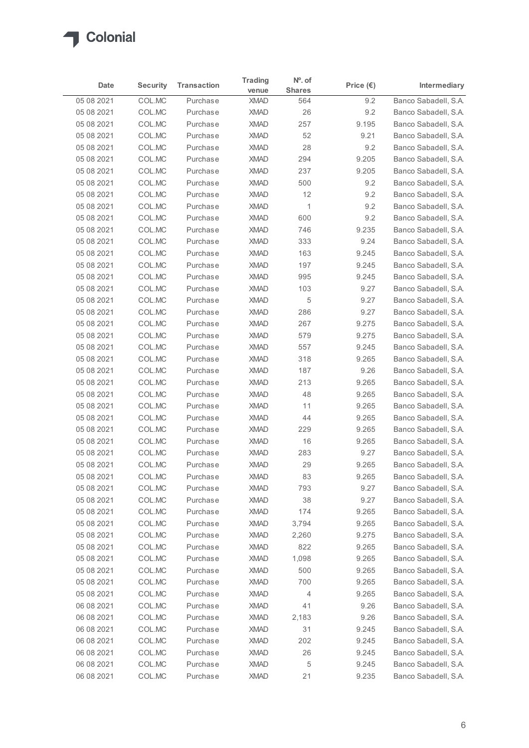| Date | Security | Transaction | Trading venue | Nº. of Shares | Price (€) | Intermediary |
|---|---|---|---|---|---|---|
| 05 08 2021 | COL.MC | Purchase | XMAD | 564 | 9.2 | Banco Sabadell, S.A. |
| 05 08 2021 | COL.MC | Purchase | XMAD | 26 | 9.2 | Banco Sabadell, S.A. |
| 05 08 2021 | COL.MC | Purchase | XMAD | 257 | 9.195 | Banco Sabadell, S.A. |
| 05 08 2021 | COL.MC | Purchase | XMAD | 52 | 9.21 | Banco Sabadell, S.A. |
| 05 08 2021 | COL.MC | Purchase | XMAD | 28 | 9.2 | Banco Sabadell, S.A. |
| 05 08 2021 | COL.MC | Purchase | XMAD | 294 | 9.205 | Banco Sabadell, S.A. |
| 05 08 2021 | COL.MC | Purchase | XMAD | 237 | 9.205 | Banco Sabadell, S.A. |
| 05 08 2021 | COL.MC | Purchase | XMAD | 500 | 9.2 | Banco Sabadell, S.A. |
| 05 08 2021 | COL.MC | Purchase | XMAD | 12 | 9.2 | Banco Sabadell, S.A. |
| 05 08 2021 | COL.MC | Purchase | XMAD | 1 | 9.2 | Banco Sabadell, S.A. |
| 05 08 2021 | COL.MC | Purchase | XMAD | 600 | 9.2 | Banco Sabadell, S.A. |
| 05 08 2021 | COL.MC | Purchase | XMAD | 746 | 9.235 | Banco Sabadell, S.A. |
| 05 08 2021 | COL.MC | Purchase | XMAD | 333 | 9.24 | Banco Sabadell, S.A. |
| 05 08 2021 | COL.MC | Purchase | XMAD | 163 | 9.245 | Banco Sabadell, S.A. |
| 05 08 2021 | COL.MC | Purchase | XMAD | 197 | 9.245 | Banco Sabadell, S.A. |
| 05 08 2021 | COL.MC | Purchase | XMAD | 995 | 9.245 | Banco Sabadell, S.A. |
| 05 08 2021 | COL.MC | Purchase | XMAD | 103 | 9.27 | Banco Sabadell, S.A. |
| 05 08 2021 | COL.MC | Purchase | XMAD | 5 | 9.27 | Banco Sabadell, S.A. |
| 05 08 2021 | COL.MC | Purchase | XMAD | 286 | 9.27 | Banco Sabadell, S.A. |
| 05 08 2021 | COL.MC | Purchase | XMAD | 267 | 9.275 | Banco Sabadell, S.A. |
| 05 08 2021 | COL.MC | Purchase | XMAD | 579 | 9.275 | Banco Sabadell, S.A. |
| 05 08 2021 | COL.MC | Purchase | XMAD | 557 | 9.245 | Banco Sabadell, S.A. |
| 05 08 2021 | COL.MC | Purchase | XMAD | 318 | 9.265 | Banco Sabadell, S.A. |
| 05 08 2021 | COL.MC | Purchase | XMAD | 187 | 9.26 | Banco Sabadell, S.A. |
| 05 08 2021 | COL.MC | Purchase | XMAD | 213 | 9.265 | Banco Sabadell, S.A. |
| 05 08 2021 | COL.MC | Purchase | XMAD | 48 | 9.265 | Banco Sabadell, S.A. |
| 05 08 2021 | COL.MC | Purchase | XMAD | 11 | 9.265 | Banco Sabadell, S.A. |
| 05 08 2021 | COL.MC | Purchase | XMAD | 44 | 9.265 | Banco Sabadell, S.A. |
| 05 08 2021 | COL.MC | Purchase | XMAD | 229 | 9.265 | Banco Sabadell, S.A. |
| 05 08 2021 | COL.MC | Purchase | XMAD | 16 | 9.265 | Banco Sabadell, S.A. |
| 05 08 2021 | COL.MC | Purchase | XMAD | 283 | 9.27 | Banco Sabadell, S.A. |
| 05 08 2021 | COL.MC | Purchase | XMAD | 29 | 9.265 | Banco Sabadell, S.A. |
| 05 08 2021 | COL.MC | Purchase | XMAD | 83 | 9.265 | Banco Sabadell, S.A. |
| 05 08 2021 | COL.MC | Purchase | XMAD | 793 | 9.27 | Banco Sabadell, S.A. |
| 05 08 2021 | COL.MC | Purchase | XMAD | 38 | 9.27 | Banco Sabadell, S.A. |
| 05 08 2021 | COL.MC | Purchase | XMAD | 174 | 9.265 | Banco Sabadell, S.A. |
| 05 08 2021 | COL.MC | Purchase | XMAD | 3,794 | 9.265 | Banco Sabadell, S.A. |
| 05 08 2021 | COL.MC | Purchase | XMAD | 2,260 | 9.275 | Banco Sabadell, S.A. |
| 05 08 2021 | COL.MC | Purchase | XMAD | 822 | 9.265 | Banco Sabadell, S.A. |
| 05 08 2021 | COL.MC | Purchase | XMAD | 1,098 | 9.265 | Banco Sabadell, S.A. |
| 05 08 2021 | COL.MC | Purchase | XMAD | 500 | 9.265 | Banco Sabadell, S.A. |
| 05 08 2021 | COL.MC | Purchase | XMAD | 700 | 9.265 | Banco Sabadell, S.A. |
| 05 08 2021 | COL.MC | Purchase | XMAD | 4 | 9.265 | Banco Sabadell, S.A. |
| 06 08 2021 | COL.MC | Purchase | XMAD | 41 | 9.26 | Banco Sabadell, S.A. |
| 06 08 2021 | COL.MC | Purchase | XMAD | 2,183 | 9.26 | Banco Sabadell, S.A. |
| 06 08 2021 | COL.MC | Purchase | XMAD | 31 | 9.245 | Banco Sabadell, S.A. |
| 06 08 2021 | COL.MC | Purchase | XMAD | 202 | 9.245 | Banco Sabadell, S.A. |
| 06 08 2021 | COL.MC | Purchase | XMAD | 26 | 9.245 | Banco Sabadell, S.A. |
| 06 08 2021 | COL.MC | Purchase | XMAD | 5 | 9.245 | Banco Sabadell, S.A. |
| 06 08 2021 | COL.MC | Purchase | XMAD | 21 | 9.235 | Banco Sabadell, S.A. |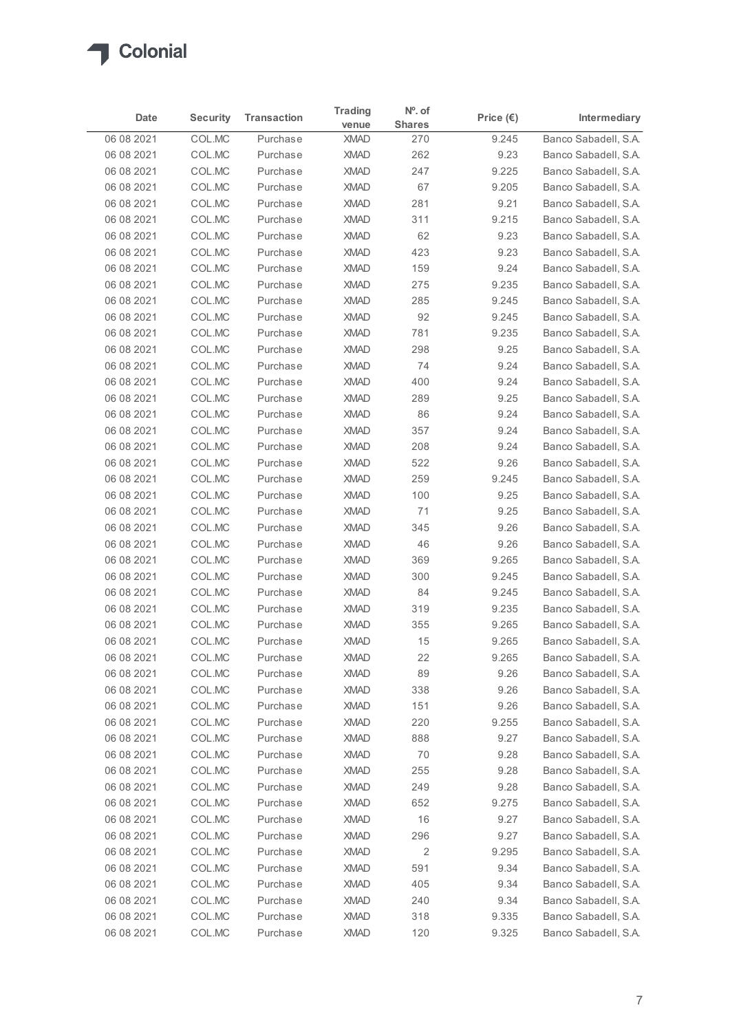| Date | Security | Transaction | Trading venue | Nº. of Shares | Price (€) | Intermediary |
|---|---|---|---|---|---|---|
| 06 08 2021 | COL.MC | Purchase | XMAD | 270 | 9.245 | Banco Sabadell, S.A. |
| 06 08 2021 | COL.MC | Purchase | XMAD | 262 | 9.23 | Banco Sabadell, S.A. |
| 06 08 2021 | COL.MC | Purchase | XMAD | 247 | 9.225 | Banco Sabadell, S.A. |
| 06 08 2021 | COL.MC | Purchase | XMAD | 67 | 9.205 | Banco Sabadell, S.A. |
| 06 08 2021 | COL.MC | Purchase | XMAD | 281 | 9.21 | Banco Sabadell, S.A. |
| 06 08 2021 | COL.MC | Purchase | XMAD | 311 | 9.215 | Banco Sabadell, S.A. |
| 06 08 2021 | COL.MC | Purchase | XMAD | 62 | 9.23 | Banco Sabadell, S.A. |
| 06 08 2021 | COL.MC | Purchase | XMAD | 423 | 9.23 | Banco Sabadell, S.A. |
| 06 08 2021 | COL.MC | Purchase | XMAD | 159 | 9.24 | Banco Sabadell, S.A. |
| 06 08 2021 | COL.MC | Purchase | XMAD | 275 | 9.235 | Banco Sabadell, S.A. |
| 06 08 2021 | COL.MC | Purchase | XMAD | 285 | 9.245 | Banco Sabadell, S.A. |
| 06 08 2021 | COL.MC | Purchase | XMAD | 92 | 9.245 | Banco Sabadell, S.A. |
| 06 08 2021 | COL.MC | Purchase | XMAD | 781 | 9.235 | Banco Sabadell, S.A. |
| 06 08 2021 | COL.MC | Purchase | XMAD | 298 | 9.25 | Banco Sabadell, S.A. |
| 06 08 2021 | COL.MC | Purchase | XMAD | 74 | 9.24 | Banco Sabadell, S.A. |
| 06 08 2021 | COL.MC | Purchase | XMAD | 400 | 9.24 | Banco Sabadell, S.A. |
| 06 08 2021 | COL.MC | Purchase | XMAD | 289 | 9.25 | Banco Sabadell, S.A. |
| 06 08 2021 | COL.MC | Purchase | XMAD | 86 | 9.24 | Banco Sabadell, S.A. |
| 06 08 2021 | COL.MC | Purchase | XMAD | 357 | 9.24 | Banco Sabadell, S.A. |
| 06 08 2021 | COL.MC | Purchase | XMAD | 208 | 9.24 | Banco Sabadell, S.A. |
| 06 08 2021 | COL.MC | Purchase | XMAD | 522 | 9.26 | Banco Sabadell, S.A. |
| 06 08 2021 | COL.MC | Purchase | XMAD | 259 | 9.245 | Banco Sabadell, S.A. |
| 06 08 2021 | COL.MC | Purchase | XMAD | 100 | 9.25 | Banco Sabadell, S.A. |
| 06 08 2021 | COL.MC | Purchase | XMAD | 71 | 9.25 | Banco Sabadell, S.A. |
| 06 08 2021 | COL.MC | Purchase | XMAD | 345 | 9.26 | Banco Sabadell, S.A. |
| 06 08 2021 | COL.MC | Purchase | XMAD | 46 | 9.26 | Banco Sabadell, S.A. |
| 06 08 2021 | COL.MC | Purchase | XMAD | 369 | 9.265 | Banco Sabadell, S.A. |
| 06 08 2021 | COL.MC | Purchase | XMAD | 300 | 9.245 | Banco Sabadell, S.A. |
| 06 08 2021 | COL.MC | Purchase | XMAD | 84 | 9.245 | Banco Sabadell, S.A. |
| 06 08 2021 | COL.MC | Purchase | XMAD | 319 | 9.235 | Banco Sabadell, S.A. |
| 06 08 2021 | COL.MC | Purchase | XMAD | 355 | 9.265 | Banco Sabadell, S.A. |
| 06 08 2021 | COL.MC | Purchase | XMAD | 15 | 9.265 | Banco Sabadell, S.A. |
| 06 08 2021 | COL.MC | Purchase | XMAD | 22 | 9.265 | Banco Sabadell, S.A. |
| 06 08 2021 | COL.MC | Purchase | XMAD | 89 | 9.26 | Banco Sabadell, S.A. |
| 06 08 2021 | COL.MC | Purchase | XMAD | 338 | 9.26 | Banco Sabadell, S.A. |
| 06 08 2021 | COL.MC | Purchase | XMAD | 151 | 9.26 | Banco Sabadell, S.A. |
| 06 08 2021 | COL.MC | Purchase | XMAD | 220 | 9.255 | Banco Sabadell, S.A. |
| 06 08 2021 | COL.MC | Purchase | XMAD | 888 | 9.27 | Banco Sabadell, S.A. |
| 06 08 2021 | COL.MC | Purchase | XMAD | 70 | 9.28 | Banco Sabadell, S.A. |
| 06 08 2021 | COL.MC | Purchase | XMAD | 255 | 9.28 | Banco Sabadell, S.A. |
| 06 08 2021 | COL.MC | Purchase | XMAD | 249 | 9.28 | Banco Sabadell, S.A. |
| 06 08 2021 | COL.MC | Purchase | XMAD | 652 | 9.275 | Banco Sabadell, S.A. |
| 06 08 2021 | COL.MC | Purchase | XMAD | 16 | 9.27 | Banco Sabadell, S.A. |
| 06 08 2021 | COL.MC | Purchase | XMAD | 296 | 9.27 | Banco Sabadell, S.A. |
| 06 08 2021 | COL.MC | Purchase | XMAD | 2 | 9.295 | Banco Sabadell, S.A. |
| 06 08 2021 | COL.MC | Purchase | XMAD | 591 | 9.34 | Banco Sabadell, S.A. |
| 06 08 2021 | COL.MC | Purchase | XMAD | 405 | 9.34 | Banco Sabadell, S.A. |
| 06 08 2021 | COL.MC | Purchase | XMAD | 240 | 9.34 | Banco Sabadell, S.A. |
| 06 08 2021 | COL.MC | Purchase | XMAD | 318 | 9.335 | Banco Sabadell, S.A. |
| 06 08 2021 | COL.MC | Purchase | XMAD | 120 | 9.325 | Banco Sabadell, S.A. |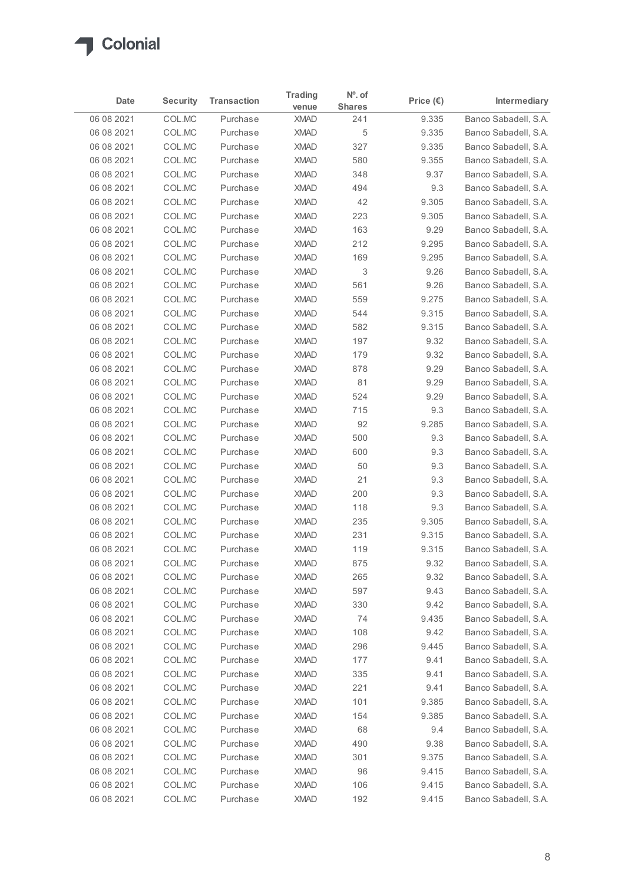Colonial

| Date | Security | Transaction | Trading venue | Nº. of Shares | Price (€) | Intermediary |
|---|---|---|---|---|---|---|
| 06 08 2021 | COL.MC | Purchase | XMAD | 241 | 9.335 | Banco Sabadell, S.A. |
| 06 08 2021 | COL.MC | Purchase | XMAD | 5 | 9.335 | Banco Sabadell, S.A. |
| 06 08 2021 | COL.MC | Purchase | XMAD | 327 | 9.335 | Banco Sabadell, S.A. |
| 06 08 2021 | COL.MC | Purchase | XMAD | 580 | 9.355 | Banco Sabadell, S.A. |
| 06 08 2021 | COL.MC | Purchase | XMAD | 348 | 9.37 | Banco Sabadell, S.A. |
| 06 08 2021 | COL.MC | Purchase | XMAD | 494 | 9.3 | Banco Sabadell, S.A. |
| 06 08 2021 | COL.MC | Purchase | XMAD | 42 | 9.305 | Banco Sabadell, S.A. |
| 06 08 2021 | COL.MC | Purchase | XMAD | 223 | 9.305 | Banco Sabadell, S.A. |
| 06 08 2021 | COL.MC | Purchase | XMAD | 163 | 9.29 | Banco Sabadell, S.A. |
| 06 08 2021 | COL.MC | Purchase | XMAD | 212 | 9.295 | Banco Sabadell, S.A. |
| 06 08 2021 | COL.MC | Purchase | XMAD | 169 | 9.295 | Banco Sabadell, S.A. |
| 06 08 2021 | COL.MC | Purchase | XMAD | 3 | 9.26 | Banco Sabadell, S.A. |
| 06 08 2021 | COL.MC | Purchase | XMAD | 561 | 9.26 | Banco Sabadell, S.A. |
| 06 08 2021 | COL.MC | Purchase | XMAD | 559 | 9.275 | Banco Sabadell, S.A. |
| 06 08 2021 | COL.MC | Purchase | XMAD | 544 | 9.315 | Banco Sabadell, S.A. |
| 06 08 2021 | COL.MC | Purchase | XMAD | 582 | 9.315 | Banco Sabadell, S.A. |
| 06 08 2021 | COL.MC | Purchase | XMAD | 197 | 9.32 | Banco Sabadell, S.A. |
| 06 08 2021 | COL.MC | Purchase | XMAD | 179 | 9.32 | Banco Sabadell, S.A. |
| 06 08 2021 | COL.MC | Purchase | XMAD | 878 | 9.29 | Banco Sabadell, S.A. |
| 06 08 2021 | COL.MC | Purchase | XMAD | 81 | 9.29 | Banco Sabadell, S.A. |
| 06 08 2021 | COL.MC | Purchase | XMAD | 524 | 9.29 | Banco Sabadell, S.A. |
| 06 08 2021 | COL.MC | Purchase | XMAD | 715 | 9.3 | Banco Sabadell, S.A. |
| 06 08 2021 | COL.MC | Purchase | XMAD | 92 | 9.285 | Banco Sabadell, S.A. |
| 06 08 2021 | COL.MC | Purchase | XMAD | 500 | 9.3 | Banco Sabadell, S.A. |
| 06 08 2021 | COL.MC | Purchase | XMAD | 600 | 9.3 | Banco Sabadell, S.A. |
| 06 08 2021 | COL.MC | Purchase | XMAD | 50 | 9.3 | Banco Sabadell, S.A. |
| 06 08 2021 | COL.MC | Purchase | XMAD | 21 | 9.3 | Banco Sabadell, S.A. |
| 06 08 2021 | COL.MC | Purchase | XMAD | 200 | 9.3 | Banco Sabadell, S.A. |
| 06 08 2021 | COL.MC | Purchase | XMAD | 118 | 9.3 | Banco Sabadell, S.A. |
| 06 08 2021 | COL.MC | Purchase | XMAD | 235 | 9.305 | Banco Sabadell, S.A. |
| 06 08 2021 | COL.MC | Purchase | XMAD | 231 | 9.315 | Banco Sabadell, S.A. |
| 06 08 2021 | COL.MC | Purchase | XMAD | 119 | 9.315 | Banco Sabadell, S.A. |
| 06 08 2021 | COL.MC | Purchase | XMAD | 875 | 9.32 | Banco Sabadell, S.A. |
| 06 08 2021 | COL.MC | Purchase | XMAD | 265 | 9.32 | Banco Sabadell, S.A. |
| 06 08 2021 | COL.MC | Purchase | XMAD | 597 | 9.43 | Banco Sabadell, S.A. |
| 06 08 2021 | COL.MC | Purchase | XMAD | 330 | 9.42 | Banco Sabadell, S.A. |
| 06 08 2021 | COL.MC | Purchase | XMAD | 74 | 9.435 | Banco Sabadell, S.A. |
| 06 08 2021 | COL.MC | Purchase | XMAD | 108 | 9.42 | Banco Sabadell, S.A. |
| 06 08 2021 | COL.MC | Purchase | XMAD | 296 | 9.445 | Banco Sabadell, S.A. |
| 06 08 2021 | COL.MC | Purchase | XMAD | 177 | 9.41 | Banco Sabadell, S.A. |
| 06 08 2021 | COL.MC | Purchase | XMAD | 335 | 9.41 | Banco Sabadell, S.A. |
| 06 08 2021 | COL.MC | Purchase | XMAD | 221 | 9.41 | Banco Sabadell, S.A. |
| 06 08 2021 | COL.MC | Purchase | XMAD | 101 | 9.385 | Banco Sabadell, S.A. |
| 06 08 2021 | COL.MC | Purchase | XMAD | 154 | 9.385 | Banco Sabadell, S.A. |
| 06 08 2021 | COL.MC | Purchase | XMAD | 68 | 9.4 | Banco Sabadell, S.A. |
| 06 08 2021 | COL.MC | Purchase | XMAD | 490 | 9.38 | Banco Sabadell, S.A. |
| 06 08 2021 | COL.MC | Purchase | XMAD | 301 | 9.375 | Banco Sabadell, S.A. |
| 06 08 2021 | COL.MC | Purchase | XMAD | 96 | 9.415 | Banco Sabadell, S.A. |
| 06 08 2021 | COL.MC | Purchase | XMAD | 106 | 9.415 | Banco Sabadell, S.A. |
| 06 08 2021 | COL.MC | Purchase | XMAD | 192 | 9.415 | Banco Sabadell, S.A. |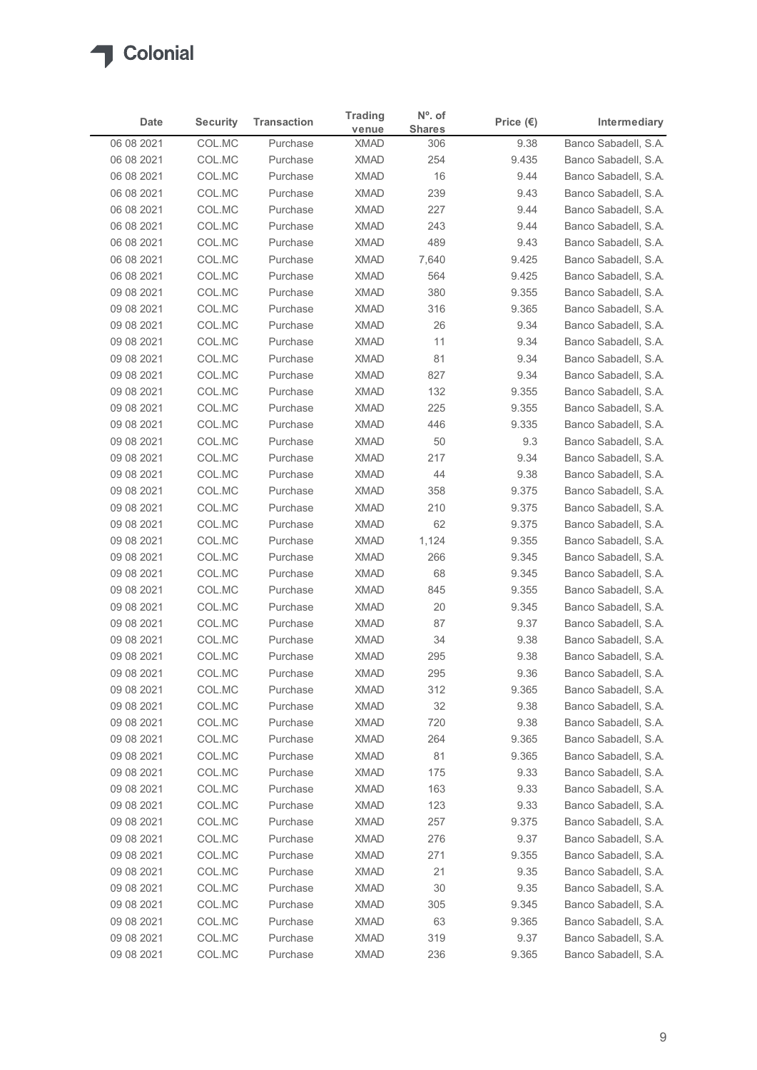Colonial

| Date | Security | Transaction | Trading venue | Nº. of Shares | Price (€) | Intermediary |
|---|---|---|---|---|---|---|
| 06 08 2021 | COL.MC | Purchase | XMAD | 306 | 9.38 | Banco Sabadell, S.A. |
| 06 08 2021 | COL.MC | Purchase | XMAD | 254 | 9.435 | Banco Sabadell, S.A. |
| 06 08 2021 | COL.MC | Purchase | XMAD | 16 | 9.44 | Banco Sabadell, S.A. |
| 06 08 2021 | COL.MC | Purchase | XMAD | 239 | 9.43 | Banco Sabadell, S.A. |
| 06 08 2021 | COL.MC | Purchase | XMAD | 227 | 9.44 | Banco Sabadell, S.A. |
| 06 08 2021 | COL.MC | Purchase | XMAD | 243 | 9.44 | Banco Sabadell, S.A. |
| 06 08 2021 | COL.MC | Purchase | XMAD | 489 | 9.43 | Banco Sabadell, S.A. |
| 06 08 2021 | COL.MC | Purchase | XMAD | 7,640 | 9.425 | Banco Sabadell, S.A. |
| 06 08 2021 | COL.MC | Purchase | XMAD | 564 | 9.425 | Banco Sabadell, S.A. |
| 09 08 2021 | COL.MC | Purchase | XMAD | 380 | 9.355 | Banco Sabadell, S.A. |
| 09 08 2021 | COL.MC | Purchase | XMAD | 316 | 9.365 | Banco Sabadell, S.A. |
| 09 08 2021 | COL.MC | Purchase | XMAD | 26 | 9.34 | Banco Sabadell, S.A. |
| 09 08 2021 | COL.MC | Purchase | XMAD | 11 | 9.34 | Banco Sabadell, S.A. |
| 09 08 2021 | COL.MC | Purchase | XMAD | 81 | 9.34 | Banco Sabadell, S.A. |
| 09 08 2021 | COL.MC | Purchase | XMAD | 827 | 9.34 | Banco Sabadell, S.A. |
| 09 08 2021 | COL.MC | Purchase | XMAD | 132 | 9.355 | Banco Sabadell, S.A. |
| 09 08 2021 | COL.MC | Purchase | XMAD | 225 | 9.355 | Banco Sabadell, S.A. |
| 09 08 2021 | COL.MC | Purchase | XMAD | 446 | 9.335 | Banco Sabadell, S.A. |
| 09 08 2021 | COL.MC | Purchase | XMAD | 50 | 9.3 | Banco Sabadell, S.A. |
| 09 08 2021 | COL.MC | Purchase | XMAD | 217 | 9.34 | Banco Sabadell, S.A. |
| 09 08 2021 | COL.MC | Purchase | XMAD | 44 | 9.38 | Banco Sabadell, S.A. |
| 09 08 2021 | COL.MC | Purchase | XMAD | 358 | 9.375 | Banco Sabadell, S.A. |
| 09 08 2021 | COL.MC | Purchase | XMAD | 210 | 9.375 | Banco Sabadell, S.A. |
| 09 08 2021 | COL.MC | Purchase | XMAD | 62 | 9.375 | Banco Sabadell, S.A. |
| 09 08 2021 | COL.MC | Purchase | XMAD | 1,124 | 9.355 | Banco Sabadell, S.A. |
| 09 08 2021 | COL.MC | Purchase | XMAD | 266 | 9.345 | Banco Sabadell, S.A. |
| 09 08 2021 | COL.MC | Purchase | XMAD | 68 | 9.345 | Banco Sabadell, S.A. |
| 09 08 2021 | COL.MC | Purchase | XMAD | 845 | 9.355 | Banco Sabadell, S.A. |
| 09 08 2021 | COL.MC | Purchase | XMAD | 20 | 9.345 | Banco Sabadell, S.A. |
| 09 08 2021 | COL.MC | Purchase | XMAD | 87 | 9.37 | Banco Sabadell, S.A. |
| 09 08 2021 | COL.MC | Purchase | XMAD | 34 | 9.38 | Banco Sabadell, S.A. |
| 09 08 2021 | COL.MC | Purchase | XMAD | 295 | 9.38 | Banco Sabadell, S.A. |
| 09 08 2021 | COL.MC | Purchase | XMAD | 295 | 9.36 | Banco Sabadell, S.A. |
| 09 08 2021 | COL.MC | Purchase | XMAD | 312 | 9.365 | Banco Sabadell, S.A. |
| 09 08 2021 | COL.MC | Purchase | XMAD | 32 | 9.38 | Banco Sabadell, S.A. |
| 09 08 2021 | COL.MC | Purchase | XMAD | 720 | 9.38 | Banco Sabadell, S.A. |
| 09 08 2021 | COL.MC | Purchase | XMAD | 264 | 9.365 | Banco Sabadell, S.A. |
| 09 08 2021 | COL.MC | Purchase | XMAD | 81 | 9.365 | Banco Sabadell, S.A. |
| 09 08 2021 | COL.MC | Purchase | XMAD | 175 | 9.33 | Banco Sabadell, S.A. |
| 09 08 2021 | COL.MC | Purchase | XMAD | 163 | 9.33 | Banco Sabadell, S.A. |
| 09 08 2021 | COL.MC | Purchase | XMAD | 123 | 9.33 | Banco Sabadell, S.A. |
| 09 08 2021 | COL.MC | Purchase | XMAD | 257 | 9.375 | Banco Sabadell, S.A. |
| 09 08 2021 | COL.MC | Purchase | XMAD | 276 | 9.37 | Banco Sabadell, S.A. |
| 09 08 2021 | COL.MC | Purchase | XMAD | 271 | 9.355 | Banco Sabadell, S.A. |
| 09 08 2021 | COL.MC | Purchase | XMAD | 21 | 9.35 | Banco Sabadell, S.A. |
| 09 08 2021 | COL.MC | Purchase | XMAD | 30 | 9.35 | Banco Sabadell, S.A. |
| 09 08 2021 | COL.MC | Purchase | XMAD | 305 | 9.345 | Banco Sabadell, S.A. |
| 09 08 2021 | COL.MC | Purchase | XMAD | 63 | 9.365 | Banco Sabadell, S.A. |
| 09 08 2021 | COL.MC | Purchase | XMAD | 319 | 9.37 | Banco Sabadell, S.A. |
| 09 08 2021 | COL.MC | Purchase | XMAD | 236 | 9.365 | Banco Sabadell, S.A. |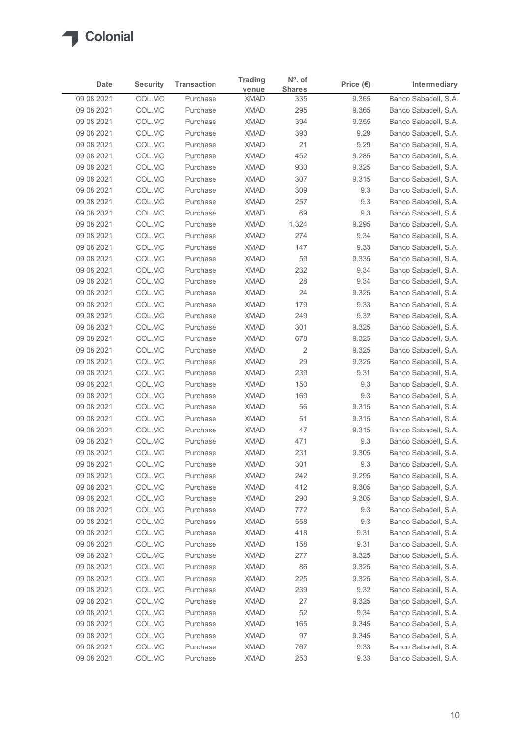# Colonial

| Date | Security | Transaction | Trading venue | Nº. of Shares | Price (€) | Intermediary |
|---|---|---|---|---|---|---|
| 09 08 2021 | COL.MC | Purchase | XMAD | 335 | 9.365 | Banco Sabadell, S.A. |
| 09 08 2021 | COL.MC | Purchase | XMAD | 295 | 9.365 | Banco Sabadell, S.A. |
| 09 08 2021 | COL.MC | Purchase | XMAD | 394 | 9.355 | Banco Sabadell, S.A. |
| 09 08 2021 | COL.MC | Purchase | XMAD | 393 | 9.29 | Banco Sabadell, S.A. |
| 09 08 2021 | COL.MC | Purchase | XMAD | 21 | 9.29 | Banco Sabadell, S.A. |
| 09 08 2021 | COL.MC | Purchase | XMAD | 452 | 9.285 | Banco Sabadell, S.A. |
| 09 08 2021 | COL.MC | Purchase | XMAD | 930 | 9.325 | Banco Sabadell, S.A. |
| 09 08 2021 | COL.MC | Purchase | XMAD | 307 | 9.315 | Banco Sabadell, S.A. |
| 09 08 2021 | COL.MC | Purchase | XMAD | 309 | 9.3 | Banco Sabadell, S.A. |
| 09 08 2021 | COL.MC | Purchase | XMAD | 257 | 9.3 | Banco Sabadell, S.A. |
| 09 08 2021 | COL.MC | Purchase | XMAD | 69 | 9.3 | Banco Sabadell, S.A. |
| 09 08 2021 | COL.MC | Purchase | XMAD | 1,324 | 9.295 | Banco Sabadell, S.A. |
| 09 08 2021 | COL.MC | Purchase | XMAD | 274 | 9.34 | Banco Sabadell, S.A. |
| 09 08 2021 | COL.MC | Purchase | XMAD | 147 | 9.33 | Banco Sabadell, S.A. |
| 09 08 2021 | COL.MC | Purchase | XMAD | 59 | 9.335 | Banco Sabadell, S.A. |
| 09 08 2021 | COL.MC | Purchase | XMAD | 232 | 9.34 | Banco Sabadell, S.A. |
| 09 08 2021 | COL.MC | Purchase | XMAD | 28 | 9.34 | Banco Sabadell, S.A. |
| 09 08 2021 | COL.MC | Purchase | XMAD | 24 | 9.325 | Banco Sabadell, S.A. |
| 09 08 2021 | COL.MC | Purchase | XMAD | 179 | 9.33 | Banco Sabadell, S.A. |
| 09 08 2021 | COL.MC | Purchase | XMAD | 249 | 9.32 | Banco Sabadell, S.A. |
| 09 08 2021 | COL.MC | Purchase | XMAD | 301 | 9.325 | Banco Sabadell, S.A. |
| 09 08 2021 | COL.MC | Purchase | XMAD | 678 | 9.325 | Banco Sabadell, S.A. |
| 09 08 2021 | COL.MC | Purchase | XMAD | 2 | 9.325 | Banco Sabadell, S.A. |
| 09 08 2021 | COL.MC | Purchase | XMAD | 29 | 9.325 | Banco Sabadell, S.A. |
| 09 08 2021 | COL.MC | Purchase | XMAD | 239 | 9.31 | Banco Sabadell, S.A. |
| 09 08 2021 | COL.MC | Purchase | XMAD | 150 | 9.3 | Banco Sabadell, S.A. |
| 09 08 2021 | COL.MC | Purchase | XMAD | 169 | 9.3 | Banco Sabadell, S.A. |
| 09 08 2021 | COL.MC | Purchase | XMAD | 56 | 9.315 | Banco Sabadell, S.A. |
| 09 08 2021 | COL.MC | Purchase | XMAD | 51 | 9.315 | Banco Sabadell, S.A. |
| 09 08 2021 | COL.MC | Purchase | XMAD | 47 | 9.315 | Banco Sabadell, S.A. |
| 09 08 2021 | COL.MC | Purchase | XMAD | 471 | 9.3 | Banco Sabadell, S.A. |
| 09 08 2021 | COL.MC | Purchase | XMAD | 231 | 9.305 | Banco Sabadell, S.A. |
| 09 08 2021 | COL.MC | Purchase | XMAD | 301 | 9.3 | Banco Sabadell, S.A. |
| 09 08 2021 | COL.MC | Purchase | XMAD | 242 | 9.295 | Banco Sabadell, S.A. |
| 09 08 2021 | COL.MC | Purchase | XMAD | 412 | 9.305 | Banco Sabadell, S.A. |
| 09 08 2021 | COL.MC | Purchase | XMAD | 290 | 9.305 | Banco Sabadell, S.A. |
| 09 08 2021 | COL.MC | Purchase | XMAD | 772 | 9.3 | Banco Sabadell, S.A. |
| 09 08 2021 | COL.MC | Purchase | XMAD | 558 | 9.3 | Banco Sabadell, S.A. |
| 09 08 2021 | COL.MC | Purchase | XMAD | 418 | 9.31 | Banco Sabadell, S.A. |
| 09 08 2021 | COL.MC | Purchase | XMAD | 158 | 9.31 | Banco Sabadell, S.A. |
| 09 08 2021 | COL.MC | Purchase | XMAD | 277 | 9.325 | Banco Sabadell, S.A. |
| 09 08 2021 | COL.MC | Purchase | XMAD | 86 | 9.325 | Banco Sabadell, S.A. |
| 09 08 2021 | COL.MC | Purchase | XMAD | 225 | 9.325 | Banco Sabadell, S.A. |
| 09 08 2021 | COL.MC | Purchase | XMAD | 239 | 9.32 | Banco Sabadell, S.A. |
| 09 08 2021 | COL.MC | Purchase | XMAD | 27 | 9.325 | Banco Sabadell, S.A. |
| 09 08 2021 | COL.MC | Purchase | XMAD | 52 | 9.34 | Banco Sabadell, S.A. |
| 09 08 2021 | COL.MC | Purchase | XMAD | 165 | 9.345 | Banco Sabadell, S.A. |
| 09 08 2021 | COL.MC | Purchase | XMAD | 97 | 9.345 | Banco Sabadell, S.A. |
| 09 08 2021 | COL.MC | Purchase | XMAD | 767 | 9.33 | Banco Sabadell, S.A. |
| 09 08 2021 | COL.MC | Purchase | XMAD | 253 | 9.33 | Banco Sabadell, S.A. |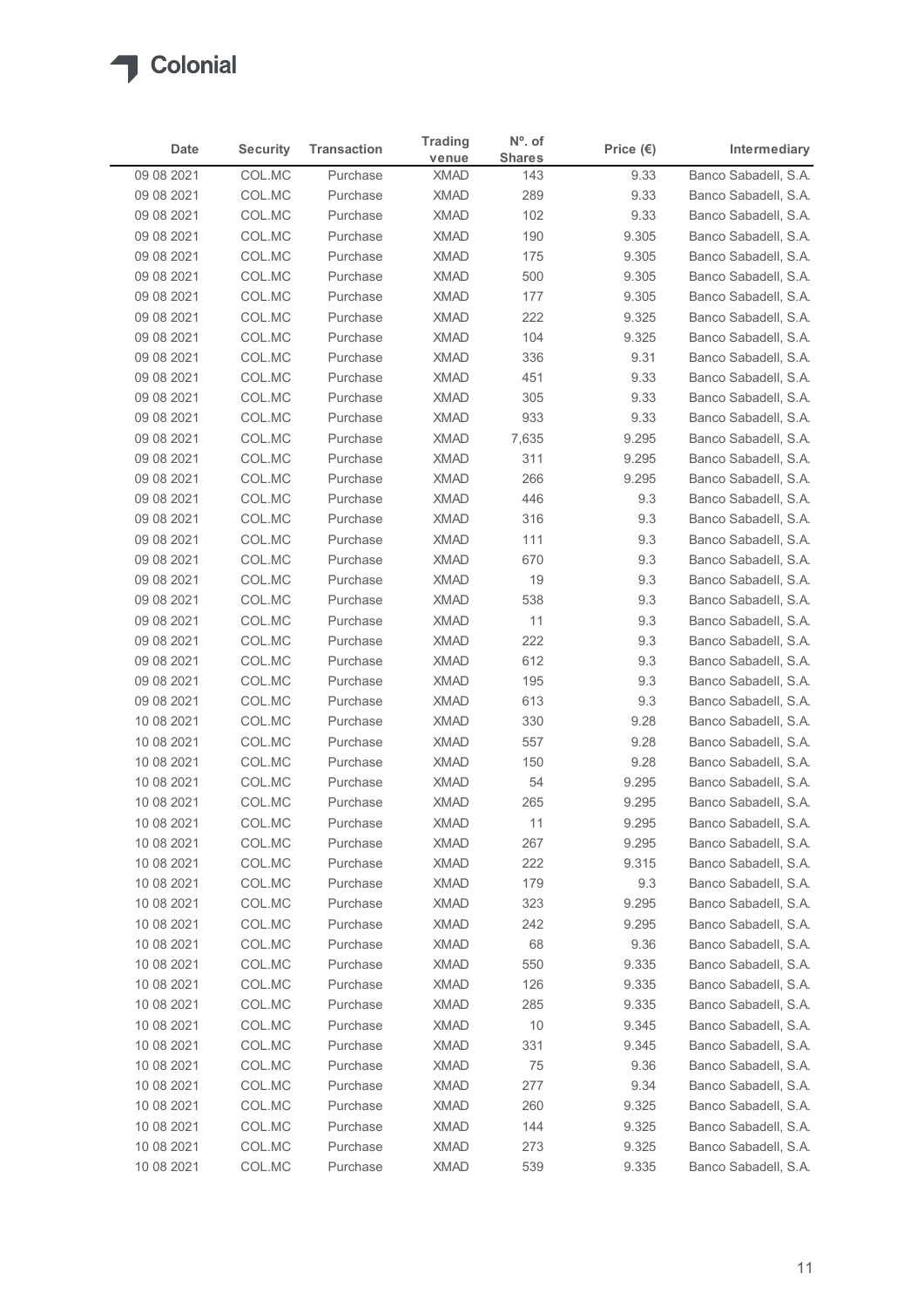| Date | Security | Transaction | Trading venue | Nº. of Shares | Price (€) | Intermediary |
|---|---|---|---|---|---|---|
| 09 08 2021 | COL.MC | Purchase | XMAD | 143 | 9.33 | Banco Sabadell, S.A. |
| 09 08 2021 | COL.MC | Purchase | XMAD | 289 | 9.33 | Banco Sabadell, S.A. |
| 09 08 2021 | COL.MC | Purchase | XMAD | 102 | 9.33 | Banco Sabadell, S.A. |
| 09 08 2021 | COL.MC | Purchase | XMAD | 190 | 9.305 | Banco Sabadell, S.A. |
| 09 08 2021 | COL.MC | Purchase | XMAD | 175 | 9.305 | Banco Sabadell, S.A. |
| 09 08 2021 | COL.MC | Purchase | XMAD | 500 | 9.305 | Banco Sabadell, S.A. |
| 09 08 2021 | COL.MC | Purchase | XMAD | 177 | 9.305 | Banco Sabadell, S.A. |
| 09 08 2021 | COL.MC | Purchase | XMAD | 222 | 9.325 | Banco Sabadell, S.A. |
| 09 08 2021 | COL.MC | Purchase | XMAD | 104 | 9.325 | Banco Sabadell, S.A. |
| 09 08 2021 | COL.MC | Purchase | XMAD | 336 | 9.31 | Banco Sabadell, S.A. |
| 09 08 2021 | COL.MC | Purchase | XMAD | 451 | 9.33 | Banco Sabadell, S.A. |
| 09 08 2021 | COL.MC | Purchase | XMAD | 305 | 9.33 | Banco Sabadell, S.A. |
| 09 08 2021 | COL.MC | Purchase | XMAD | 933 | 9.33 | Banco Sabadell, S.A. |
| 09 08 2021 | COL.MC | Purchase | XMAD | 7,635 | 9.295 | Banco Sabadell, S.A. |
| 09 08 2021 | COL.MC | Purchase | XMAD | 311 | 9.295 | Banco Sabadell, S.A. |
| 09 08 2021 | COL.MC | Purchase | XMAD | 266 | 9.295 | Banco Sabadell, S.A. |
| 09 08 2021 | COL.MC | Purchase | XMAD | 446 | 9.3 | Banco Sabadell, S.A. |
| 09 08 2021 | COL.MC | Purchase | XMAD | 316 | 9.3 | Banco Sabadell, S.A. |
| 09 08 2021 | COL.MC | Purchase | XMAD | 111 | 9.3 | Banco Sabadell, S.A. |
| 09 08 2021 | COL.MC | Purchase | XMAD | 670 | 9.3 | Banco Sabadell, S.A. |
| 09 08 2021 | COL.MC | Purchase | XMAD | 19 | 9.3 | Banco Sabadell, S.A. |
| 09 08 2021 | COL.MC | Purchase | XMAD | 538 | 9.3 | Banco Sabadell, S.A. |
| 09 08 2021 | COL.MC | Purchase | XMAD | 11 | 9.3 | Banco Sabadell, S.A. |
| 09 08 2021 | COL.MC | Purchase | XMAD | 222 | 9.3 | Banco Sabadell, S.A. |
| 09 08 2021 | COL.MC | Purchase | XMAD | 612 | 9.3 | Banco Sabadell, S.A. |
| 09 08 2021 | COL.MC | Purchase | XMAD | 195 | 9.3 | Banco Sabadell, S.A. |
| 09 08 2021 | COL.MC | Purchase | XMAD | 613 | 9.3 | Banco Sabadell, S.A. |
| 10 08 2021 | COL.MC | Purchase | XMAD | 330 | 9.28 | Banco Sabadell, S.A. |
| 10 08 2021 | COL.MC | Purchase | XMAD | 557 | 9.28 | Banco Sabadell, S.A. |
| 10 08 2021 | COL.MC | Purchase | XMAD | 150 | 9.28 | Banco Sabadell, S.A. |
| 10 08 2021 | COL.MC | Purchase | XMAD | 54 | 9.295 | Banco Sabadell, S.A. |
| 10 08 2021 | COL.MC | Purchase | XMAD | 265 | 9.295 | Banco Sabadell, S.A. |
| 10 08 2021 | COL.MC | Purchase | XMAD | 11 | 9.295 | Banco Sabadell, S.A. |
| 10 08 2021 | COL.MC | Purchase | XMAD | 267 | 9.295 | Banco Sabadell, S.A. |
| 10 08 2021 | COL.MC | Purchase | XMAD | 222 | 9.315 | Banco Sabadell, S.A. |
| 10 08 2021 | COL.MC | Purchase | XMAD | 179 | 9.3 | Banco Sabadell, S.A. |
| 10 08 2021 | COL.MC | Purchase | XMAD | 323 | 9.295 | Banco Sabadell, S.A. |
| 10 08 2021 | COL.MC | Purchase | XMAD | 242 | 9.295 | Banco Sabadell, S.A. |
| 10 08 2021 | COL.MC | Purchase | XMAD | 68 | 9.36 | Banco Sabadell, S.A. |
| 10 08 2021 | COL.MC | Purchase | XMAD | 550 | 9.335 | Banco Sabadell, S.A. |
| 10 08 2021 | COL.MC | Purchase | XMAD | 126 | 9.335 | Banco Sabadell, S.A. |
| 10 08 2021 | COL.MC | Purchase | XMAD | 285 | 9.335 | Banco Sabadell, S.A. |
| 10 08 2021 | COL.MC | Purchase | XMAD | 10 | 9.345 | Banco Sabadell, S.A. |
| 10 08 2021 | COL.MC | Purchase | XMAD | 331 | 9.345 | Banco Sabadell, S.A. |
| 10 08 2021 | COL.MC | Purchase | XMAD | 75 | 9.36 | Banco Sabadell, S.A. |
| 10 08 2021 | COL.MC | Purchase | XMAD | 277 | 9.34 | Banco Sabadell, S.A. |
| 10 08 2021 | COL.MC | Purchase | XMAD | 260 | 9.325 | Banco Sabadell, S.A. |
| 10 08 2021 | COL.MC | Purchase | XMAD | 144 | 9.325 | Banco Sabadell, S.A. |
| 10 08 2021 | COL.MC | Purchase | XMAD | 273 | 9.325 | Banco Sabadell, S.A. |
| 10 08 2021 | COL.MC | Purchase | XMAD | 539 | 9.335 | Banco Sabadell, S.A. |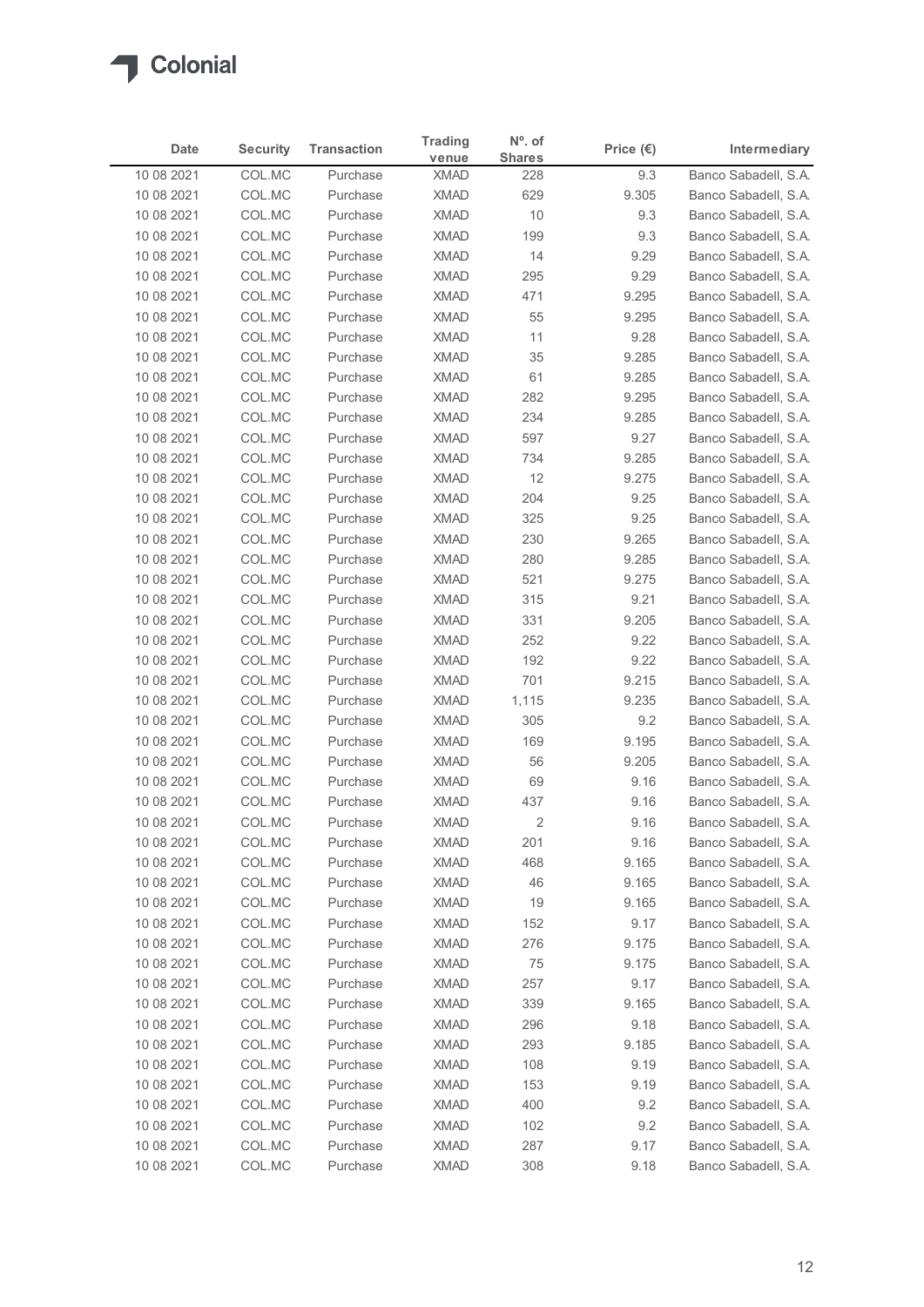| Date | Security | Transaction | Trading venue | Nº. of Shares | Price (€) | Intermediary |
|---|---|---|---|---|---|---|
| 10 08 2021 | COL.MC | Purchase | XMAD | 228 | 9.3 | Banco Sabadell, S.A. |
| 10 08 2021 | COL.MC | Purchase | XMAD | 629 | 9.305 | Banco Sabadell, S.A. |
| 10 08 2021 | COL.MC | Purchase | XMAD | 10 | 9.3 | Banco Sabadell, S.A. |
| 10 08 2021 | COL.MC | Purchase | XMAD | 199 | 9.3 | Banco Sabadell, S.A. |
| 10 08 2021 | COL.MC | Purchase | XMAD | 14 | 9.29 | Banco Sabadell, S.A. |
| 10 08 2021 | COL.MC | Purchase | XMAD | 295 | 9.29 | Banco Sabadell, S.A. |
| 10 08 2021 | COL.MC | Purchase | XMAD | 471 | 9.295 | Banco Sabadell, S.A. |
| 10 08 2021 | COL.MC | Purchase | XMAD | 55 | 9.295 | Banco Sabadell, S.A. |
| 10 08 2021 | COL.MC | Purchase | XMAD | 11 | 9.28 | Banco Sabadell, S.A. |
| 10 08 2021 | COL.MC | Purchase | XMAD | 35 | 9.285 | Banco Sabadell, S.A. |
| 10 08 2021 | COL.MC | Purchase | XMAD | 61 | 9.285 | Banco Sabadell, S.A. |
| 10 08 2021 | COL.MC | Purchase | XMAD | 282 | 9.295 | Banco Sabadell, S.A. |
| 10 08 2021 | COL.MC | Purchase | XMAD | 234 | 9.285 | Banco Sabadell, S.A. |
| 10 08 2021 | COL.MC | Purchase | XMAD | 597 | 9.27 | Banco Sabadell, S.A. |
| 10 08 2021 | COL.MC | Purchase | XMAD | 734 | 9.285 | Banco Sabadell, S.A. |
| 10 08 2021 | COL.MC | Purchase | XMAD | 12 | 9.275 | Banco Sabadell, S.A. |
| 10 08 2021 | COL.MC | Purchase | XMAD | 204 | 9.25 | Banco Sabadell, S.A. |
| 10 08 2021 | COL.MC | Purchase | XMAD | 325 | 9.25 | Banco Sabadell, S.A. |
| 10 08 2021 | COL.MC | Purchase | XMAD | 230 | 9.265 | Banco Sabadell, S.A. |
| 10 08 2021 | COL.MC | Purchase | XMAD | 280 | 9.285 | Banco Sabadell, S.A. |
| 10 08 2021 | COL.MC | Purchase | XMAD | 521 | 9.275 | Banco Sabadell, S.A. |
| 10 08 2021 | COL.MC | Purchase | XMAD | 315 | 9.21 | Banco Sabadell, S.A. |
| 10 08 2021 | COL.MC | Purchase | XMAD | 331 | 9.205 | Banco Sabadell, S.A. |
| 10 08 2021 | COL.MC | Purchase | XMAD | 252 | 9.22 | Banco Sabadell, S.A. |
| 10 08 2021 | COL.MC | Purchase | XMAD | 192 | 9.22 | Banco Sabadell, S.A. |
| 10 08 2021 | COL.MC | Purchase | XMAD | 701 | 9.215 | Banco Sabadell, S.A. |
| 10 08 2021 | COL.MC | Purchase | XMAD | 1,115 | 9.235 | Banco Sabadell, S.A. |
| 10 08 2021 | COL.MC | Purchase | XMAD | 305 | 9.2 | Banco Sabadell, S.A. |
| 10 08 2021 | COL.MC | Purchase | XMAD | 169 | 9.195 | Banco Sabadell, S.A. |
| 10 08 2021 | COL.MC | Purchase | XMAD | 56 | 9.205 | Banco Sabadell, S.A. |
| 10 08 2021 | COL.MC | Purchase | XMAD | 69 | 9.16 | Banco Sabadell, S.A. |
| 10 08 2021 | COL.MC | Purchase | XMAD | 437 | 9.16 | Banco Sabadell, S.A. |
| 10 08 2021 | COL.MC | Purchase | XMAD | 2 | 9.16 | Banco Sabadell, S.A. |
| 10 08 2021 | COL.MC | Purchase | XMAD | 201 | 9.16 | Banco Sabadell, S.A. |
| 10 08 2021 | COL.MC | Purchase | XMAD | 468 | 9.165 | Banco Sabadell, S.A. |
| 10 08 2021 | COL.MC | Purchase | XMAD | 46 | 9.165 | Banco Sabadell, S.A. |
| 10 08 2021 | COL.MC | Purchase | XMAD | 19 | 9.165 | Banco Sabadell, S.A. |
| 10 08 2021 | COL.MC | Purchase | XMAD | 152 | 9.17 | Banco Sabadell, S.A. |
| 10 08 2021 | COL.MC | Purchase | XMAD | 276 | 9.175 | Banco Sabadell, S.A. |
| 10 08 2021 | COL.MC | Purchase | XMAD | 75 | 9.175 | Banco Sabadell, S.A. |
| 10 08 2021 | COL.MC | Purchase | XMAD | 257 | 9.17 | Banco Sabadell, S.A. |
| 10 08 2021 | COL.MC | Purchase | XMAD | 339 | 9.165 | Banco Sabadell, S.A. |
| 10 08 2021 | COL.MC | Purchase | XMAD | 296 | 9.18 | Banco Sabadell, S.A. |
| 10 08 2021 | COL.MC | Purchase | XMAD | 293 | 9.185 | Banco Sabadell, S.A. |
| 10 08 2021 | COL.MC | Purchase | XMAD | 108 | 9.19 | Banco Sabadell, S.A. |
| 10 08 2021 | COL.MC | Purchase | XMAD | 153 | 9.19 | Banco Sabadell, S.A. |
| 10 08 2021 | COL.MC | Purchase | XMAD | 400 | 9.2 | Banco Sabadell, S.A. |
| 10 08 2021 | COL.MC | Purchase | XMAD | 102 | 9.2 | Banco Sabadell, S.A. |
| 10 08 2021 | COL.MC | Purchase | XMAD | 287 | 9.17 | Banco Sabadell, S.A. |
| 10 08 2021 | COL.MC | Purchase | XMAD | 308 | 9.18 | Banco Sabadell, S.A. |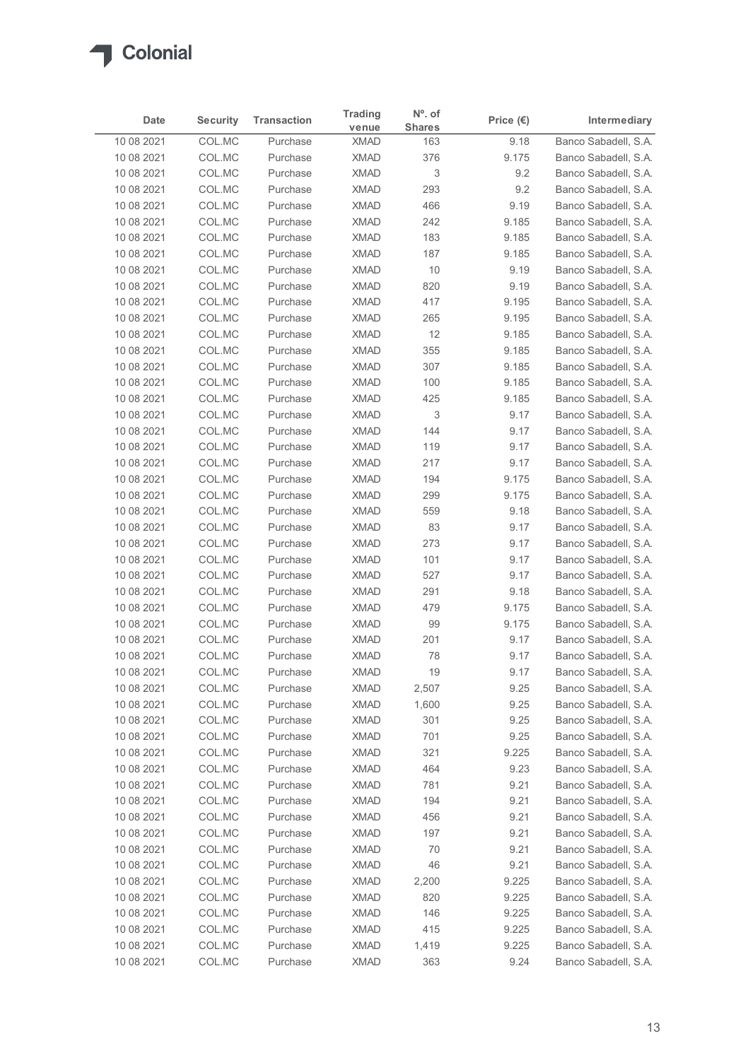Colonial

| Date | Security | Transaction | Trading venue | Nº. of Shares | Price (€) | Intermediary |
|---|---|---|---|---|---|---|
| 10 08 2021 | COL.MC | Purchase | XMAD | 163 | 9.18 | Banco Sabadell, S.A. |
| 10 08 2021 | COL.MC | Purchase | XMAD | 376 | 9.175 | Banco Sabadell, S.A. |
| 10 08 2021 | COL.MC | Purchase | XMAD | 3 | 9.2 | Banco Sabadell, S.A. |
| 10 08 2021 | COL.MC | Purchase | XMAD | 293 | 9.2 | Banco Sabadell, S.A. |
| 10 08 2021 | COL.MC | Purchase | XMAD | 466 | 9.19 | Banco Sabadell, S.A. |
| 10 08 2021 | COL.MC | Purchase | XMAD | 242 | 9.185 | Banco Sabadell, S.A. |
| 10 08 2021 | COL.MC | Purchase | XMAD | 183 | 9.185 | Banco Sabadell, S.A. |
| 10 08 2021 | COL.MC | Purchase | XMAD | 187 | 9.185 | Banco Sabadell, S.A. |
| 10 08 2021 | COL.MC | Purchase | XMAD | 10 | 9.19 | Banco Sabadell, S.A. |
| 10 08 2021 | COL.MC | Purchase | XMAD | 820 | 9.19 | Banco Sabadell, S.A. |
| 10 08 2021 | COL.MC | Purchase | XMAD | 417 | 9.195 | Banco Sabadell, S.A. |
| 10 08 2021 | COL.MC | Purchase | XMAD | 265 | 9.195 | Banco Sabadell, S.A. |
| 10 08 2021 | COL.MC | Purchase | XMAD | 12 | 9.185 | Banco Sabadell, S.A. |
| 10 08 2021 | COL.MC | Purchase | XMAD | 355 | 9.185 | Banco Sabadell, S.A. |
| 10 08 2021 | COL.MC | Purchase | XMAD | 307 | 9.185 | Banco Sabadell, S.A. |
| 10 08 2021 | COL.MC | Purchase | XMAD | 100 | 9.185 | Banco Sabadell, S.A. |
| 10 08 2021 | COL.MC | Purchase | XMAD | 425 | 9.185 | Banco Sabadell, S.A. |
| 10 08 2021 | COL.MC | Purchase | XMAD | 3 | 9.17 | Banco Sabadell, S.A. |
| 10 08 2021 | COL.MC | Purchase | XMAD | 144 | 9.17 | Banco Sabadell, S.A. |
| 10 08 2021 | COL.MC | Purchase | XMAD | 119 | 9.17 | Banco Sabadell, S.A. |
| 10 08 2021 | COL.MC | Purchase | XMAD | 217 | 9.17 | Banco Sabadell, S.A. |
| 10 08 2021 | COL.MC | Purchase | XMAD | 194 | 9.175 | Banco Sabadell, S.A. |
| 10 08 2021 | COL.MC | Purchase | XMAD | 299 | 9.175 | Banco Sabadell, S.A. |
| 10 08 2021 | COL.MC | Purchase | XMAD | 559 | 9.18 | Banco Sabadell, S.A. |
| 10 08 2021 | COL.MC | Purchase | XMAD | 83 | 9.17 | Banco Sabadell, S.A. |
| 10 08 2021 | COL.MC | Purchase | XMAD | 273 | 9.17 | Banco Sabadell, S.A. |
| 10 08 2021 | COL.MC | Purchase | XMAD | 101 | 9.17 | Banco Sabadell, S.A. |
| 10 08 2021 | COL.MC | Purchase | XMAD | 527 | 9.17 | Banco Sabadell, S.A. |
| 10 08 2021 | COL.MC | Purchase | XMAD | 291 | 9.18 | Banco Sabadell, S.A. |
| 10 08 2021 | COL.MC | Purchase | XMAD | 479 | 9.175 | Banco Sabadell, S.A. |
| 10 08 2021 | COL.MC | Purchase | XMAD | 99 | 9.175 | Banco Sabadell, S.A. |
| 10 08 2021 | COL.MC | Purchase | XMAD | 201 | 9.17 | Banco Sabadell, S.A. |
| 10 08 2021 | COL.MC | Purchase | XMAD | 78 | 9.17 | Banco Sabadell, S.A. |
| 10 08 2021 | COL.MC | Purchase | XMAD | 19 | 9.17 | Banco Sabadell, S.A. |
| 10 08 2021 | COL.MC | Purchase | XMAD | 2,507 | 9.25 | Banco Sabadell, S.A. |
| 10 08 2021 | COL.MC | Purchase | XMAD | 1,600 | 9.25 | Banco Sabadell, S.A. |
| 10 08 2021 | COL.MC | Purchase | XMAD | 301 | 9.25 | Banco Sabadell, S.A. |
| 10 08 2021 | COL.MC | Purchase | XMAD | 701 | 9.25 | Banco Sabadell, S.A. |
| 10 08 2021 | COL.MC | Purchase | XMAD | 321 | 9.225 | Banco Sabadell, S.A. |
| 10 08 2021 | COL.MC | Purchase | XMAD | 464 | 9.23 | Banco Sabadell, S.A. |
| 10 08 2021 | COL.MC | Purchase | XMAD | 781 | 9.21 | Banco Sabadell, S.A. |
| 10 08 2021 | COL.MC | Purchase | XMAD | 194 | 9.21 | Banco Sabadell, S.A. |
| 10 08 2021 | COL.MC | Purchase | XMAD | 456 | 9.21 | Banco Sabadell, S.A. |
| 10 08 2021 | COL.MC | Purchase | XMAD | 197 | 9.21 | Banco Sabadell, S.A. |
| 10 08 2021 | COL.MC | Purchase | XMAD | 70 | 9.21 | Banco Sabadell, S.A. |
| 10 08 2021 | COL.MC | Purchase | XMAD | 46 | 9.21 | Banco Sabadell, S.A. |
| 10 08 2021 | COL.MC | Purchase | XMAD | 2,200 | 9.225 | Banco Sabadell, S.A. |
| 10 08 2021 | COL.MC | Purchase | XMAD | 820 | 9.225 | Banco Sabadell, S.A. |
| 10 08 2021 | COL.MC | Purchase | XMAD | 146 | 9.225 | Banco Sabadell, S.A. |
| 10 08 2021 | COL.MC | Purchase | XMAD | 415 | 9.225 | Banco Sabadell, S.A. |
| 10 08 2021 | COL.MC | Purchase | XMAD | 1,419 | 9.225 | Banco Sabadell, S.A. |
| 10 08 2021 | COL.MC | Purchase | XMAD | 363 | 9.24 | Banco Sabadell, S.A. |